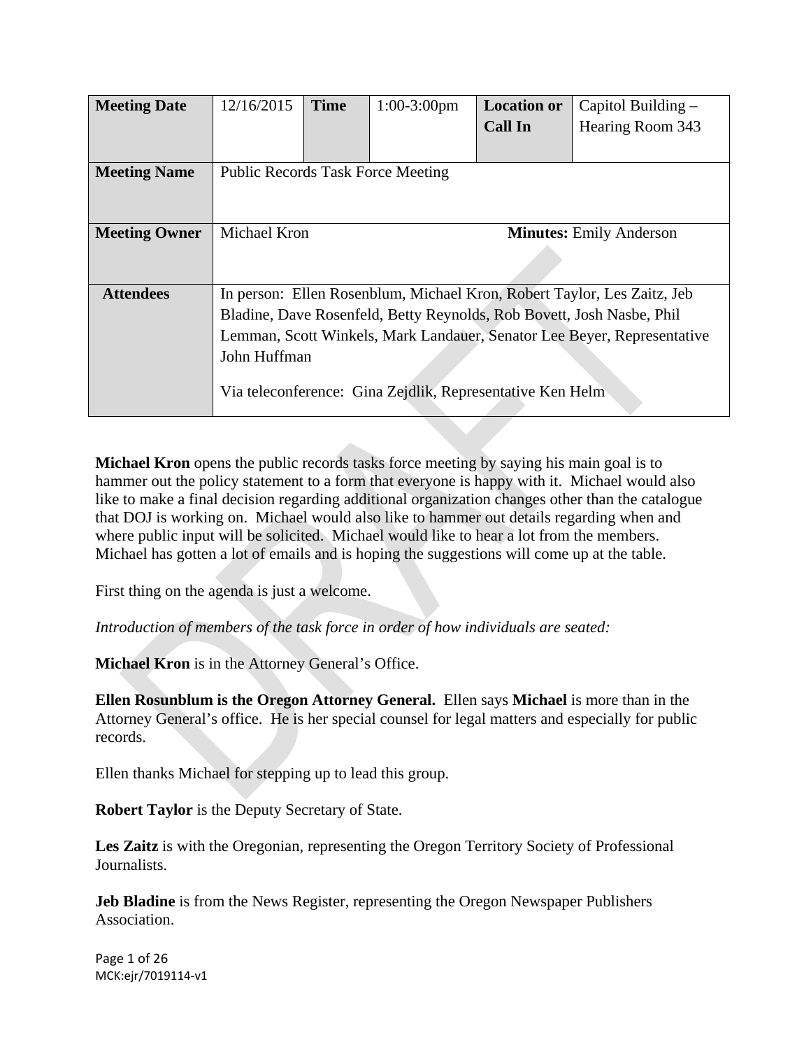| Meeting Date | 12/16/2015 | Time | 1:00-3:00pm | Location or Call In | Capitol Building – Hearing Room 343 |
|---|---|---|---|---|---|
| Meeting Name | Public Records Task Force Meeting | | | | |
| Meeting Owner | Michael Kron | | | **Minutes:** Emily Anderson | |
| Attendees | In person: Ellen Rosenblum, Michael Kron, Robert Taylor, Les Zaitz, Jeb Bladine, Dave Rosenfeld, Betty Reynolds, Rob Bovett, Josh Nasbe, Phil Lemman, Scott Winkels, Mark Landauer, Senator Lee Beyer, Representative John Huffman<br><br>Via teleconference: Gina Zejdlik, Representative Ken Helm | | | | |

**Michael Kron** opens the public records tasks force meeting by saying his main goal is to hammer out the policy statement to a form that everyone is happy with it. Michael would also like to make a final decision regarding additional organization changes other than the catalogue that DOJ is working on. Michael would also like to hammer out details regarding when and where public input will be solicited. Michael would like to hear a lot from the members. Michael has gotten a lot of emails and is hoping the suggestions will come up at the table.

First thing on the agenda is just a welcome.

*Introduction of members of the task force in order of how individuals are seated:*

**Michael Kron** is in the Attorney General's Office.

**Ellen Rosunblum is the Oregon Attorney General.** Ellen says **Michael** is more than in the Attorney General's office. He is her special counsel for legal matters and especially for public records.

Ellen thanks Michael for stepping up to lead this group.

**Robert Taylor** is the Deputy Secretary of State.

**Les Zaitz** is with the Oregonian, representing the Oregon Territory Society of Professional Journalists.

**Jeb Bladine** is from the News Register, representing the Oregon Newspaper Publishers Association.

MCK:ejr/7019114-v1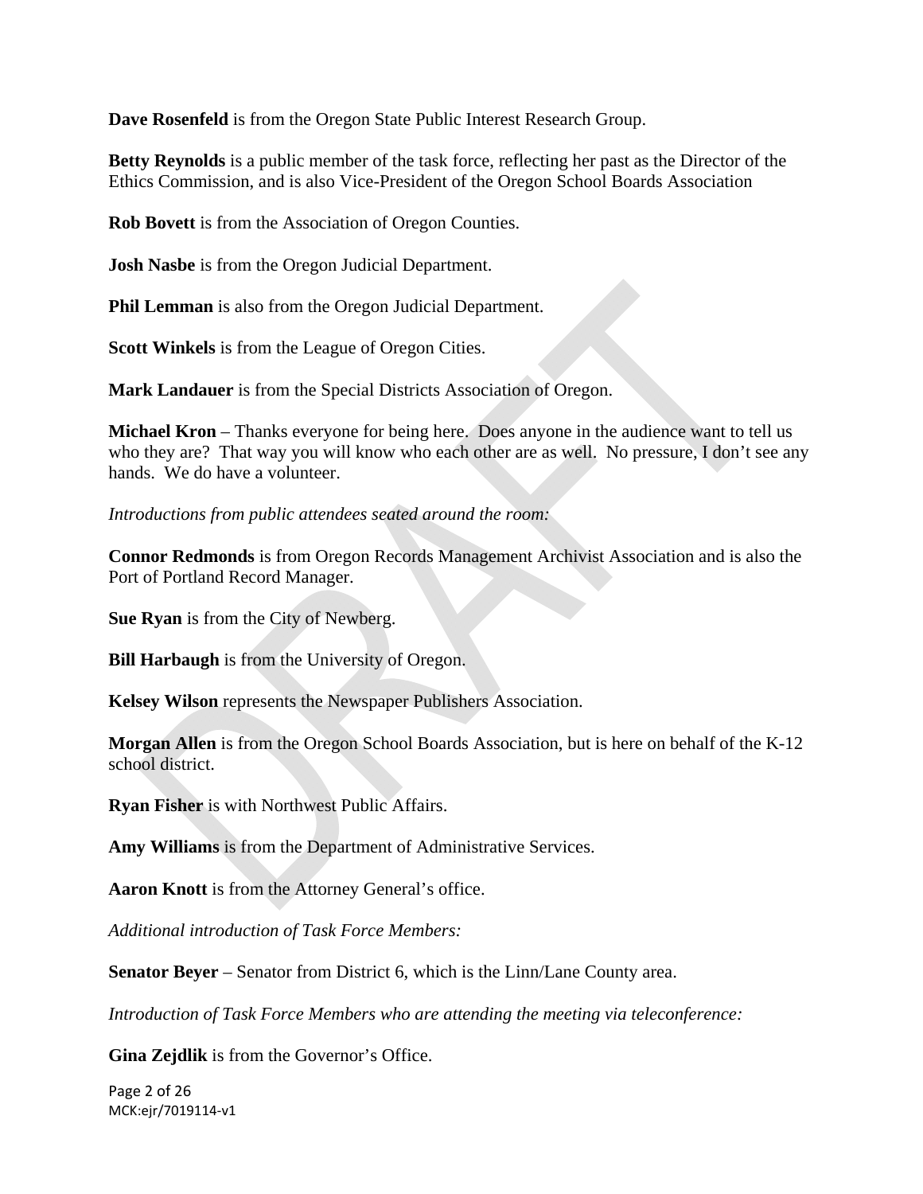**Dave Rosenfeld** is from the Oregon State Public Interest Research Group.

**Betty Reynolds** is a public member of the task force, reflecting her past as the Director of the Ethics Commission, and is also Vice-President of the Oregon School Boards Association

**Rob Bovett** is from the Association of Oregon Counties.

**Josh Nasbe** is from the Oregon Judicial Department.

**Phil Lemman** is also from the Oregon Judicial Department.

**Scott Winkels** is from the League of Oregon Cities.

**Mark Landauer** is from the Special Districts Association of Oregon.

**Michael Kron** – Thanks everyone for being here. Does anyone in the audience want to tell us who they are? That way you will know who each other are as well. No pressure, I don't see any hands. We do have a volunteer.

*Introductions from public attendees seated around the room:*

**Connor Redmonds** is from Oregon Records Management Archivist Association and is also the Port of Portland Record Manager.

**Sue Ryan** is from the City of Newberg.

**Bill Harbaugh** is from the University of Oregon.

**Kelsey Wilson** represents the Newspaper Publishers Association.

**Morgan Allen** is from the Oregon School Boards Association, but is here on behalf of the K-12 school district.

**Ryan Fisher** is with Northwest Public Affairs.

**Amy Williams** is from the Department of Administrative Services.

**Aaron Knott** is from the Attorney General's office.

*Additional introduction of Task Force Members:*

**Senator Beyer** – Senator from District 6, which is the Linn/Lane County area.

*Introduction of Task Force Members who are attending the meeting via teleconference:*

**Gina Zejdlik** is from the Governor's Office.

MCK:ejr/7019114-v1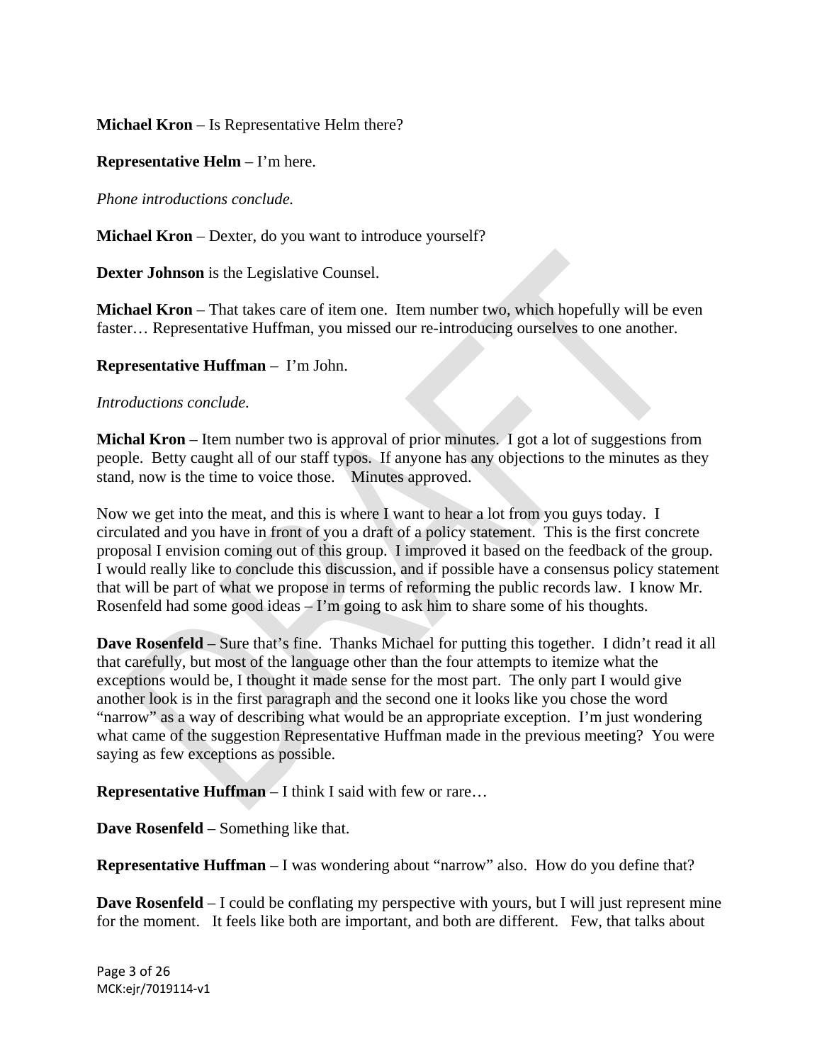**Michael Kron** – Is Representative Helm there?

**Representative Helm** – I'm here.

*Phone introductions conclude.*

**Michael Kron** – Dexter, do you want to introduce yourself?

**Dexter Johnson** is the Legislative Counsel.

**Michael Kron** – That takes care of item one. Item number two, which hopefully will be even faster… Representative Huffman, you missed our re-introducing ourselves to one another.

**Representative Huffman** – I'm John.

*Introductions conclude.*

**Michal Kron** – Item number two is approval of prior minutes. I got a lot of suggestions from people. Betty caught all of our staff typos. If anyone has any objections to the minutes as they stand, now is the time to voice those. Minutes approved.

Now we get into the meat, and this is where I want to hear a lot from you guys today. I circulated and you have in front of you a draft of a policy statement. This is the first concrete proposal I envision coming out of this group. I improved it based on the feedback of the group. I would really like to conclude this discussion, and if possible have a consensus policy statement that will be part of what we propose in terms of reforming the public records law. I know Mr. Rosenfeld had some good ideas – I'm going to ask him to share some of his thoughts.

**Dave Rosenfeld** – Sure that's fine. Thanks Michael for putting this together. I didn't read it all that carefully, but most of the language other than the four attempts to itemize what the exceptions would be, I thought it made sense for the most part. The only part I would give another look is in the first paragraph and the second one it looks like you chose the word "narrow" as a way of describing what would be an appropriate exception. I'm just wondering what came of the suggestion Representative Huffman made in the previous meeting? You were saying as few exceptions as possible.

**Representative Huffman** – I think I said with few or rare…

**Dave Rosenfeld** – Something like that.

**Representative Huffman** – I was wondering about "narrow" also. How do you define that?

**Dave Rosenfeld** – I could be conflating my perspective with yours, but I will just represent mine for the moment. It feels like both are important, and both are different. Few, that talks about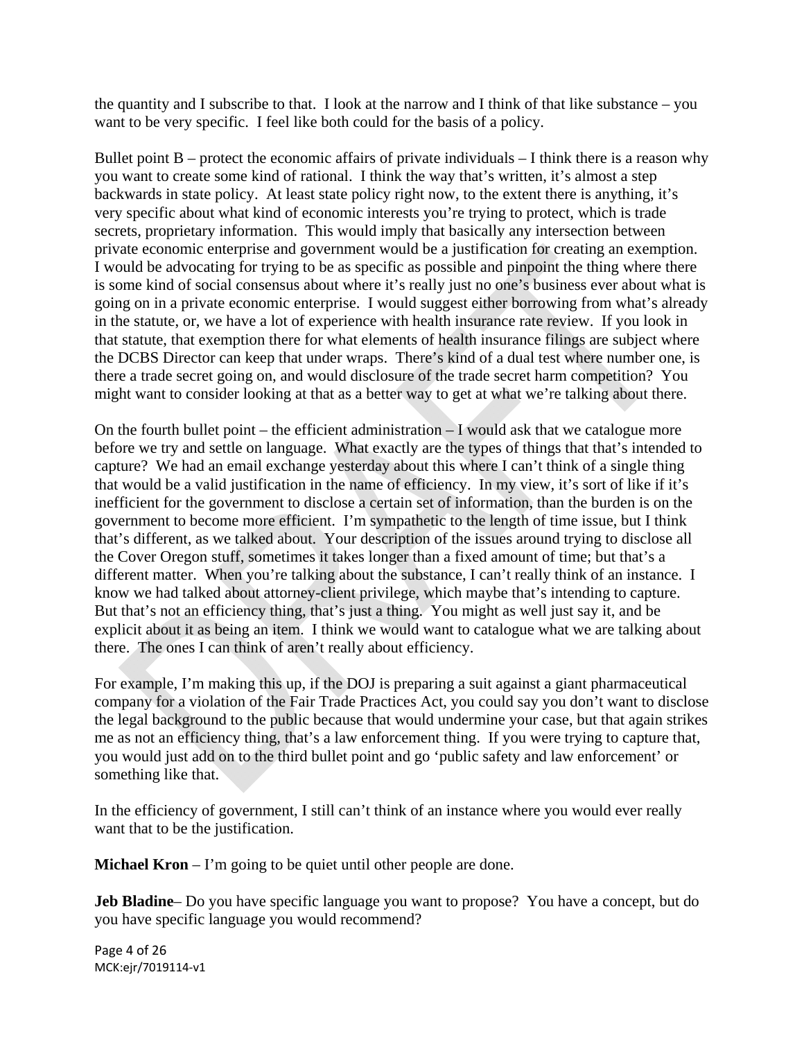the quantity and I subscribe to that. I look at the narrow and I think of that like substance – you want to be very specific. I feel like both could for the basis of a policy.

Bullet point B – protect the economic affairs of private individuals – I think there is a reason why you want to create some kind of rational. I think the way that's written, it's almost a step backwards in state policy. At least state policy right now, to the extent there is anything, it's very specific about what kind of economic interests you're trying to protect, which is trade secrets, proprietary information. This would imply that basically any intersection between private economic enterprise and government would be a justification for creating an exemption. I would be advocating for trying to be as specific as possible and pinpoint the thing where there is some kind of social consensus about where it's really just no one's business ever about what is going on in a private economic enterprise. I would suggest either borrowing from what's already in the statute, or, we have a lot of experience with health insurance rate review. If you look in that statute, that exemption there for what elements of health insurance filings are subject where the DCBS Director can keep that under wraps. There's kind of a dual test where number one, is there a trade secret going on, and would disclosure of the trade secret harm competition? You might want to consider looking at that as a better way to get at what we're talking about there.

On the fourth bullet point – the efficient administration – I would ask that we catalogue more before we try and settle on language. What exactly are the types of things that that's intended to capture? We had an email exchange yesterday about this where I can't think of a single thing that would be a valid justification in the name of efficiency. In my view, it's sort of like if it's inefficient for the government to disclose a certain set of information, than the burden is on the government to become more efficient. I'm sympathetic to the length of time issue, but I think that's different, as we talked about. Your description of the issues around trying to disclose all the Cover Oregon stuff, sometimes it takes longer than a fixed amount of time; but that's a different matter. When you're talking about the substance, I can't really think of an instance. I know we had talked about attorney-client privilege, which maybe that's intending to capture. But that's not an efficiency thing, that's just a thing. You might as well just say it, and be explicit about it as being an item. I think we would want to catalogue what we are talking about there. The ones I can think of aren't really about efficiency.

For example, I'm making this up, if the DOJ is preparing a suit against a giant pharmaceutical company for a violation of the Fair Trade Practices Act, you could say you don't want to disclose the legal background to the public because that would undermine your case, but that again strikes me as not an efficiency thing, that's a law enforcement thing. If you were trying to capture that, you would just add on to the third bullet point and go 'public safety and law enforcement' or something like that.

In the efficiency of government, I still can't think of an instance where you would ever really want that to be the justification.

**Michael Kron** – I'm going to be quiet until other people are done.

**Jeb Bladine**– Do you have specific language you want to propose? You have a concept, but do you have specific language you would recommend?

MCK:ejr/7019114-v1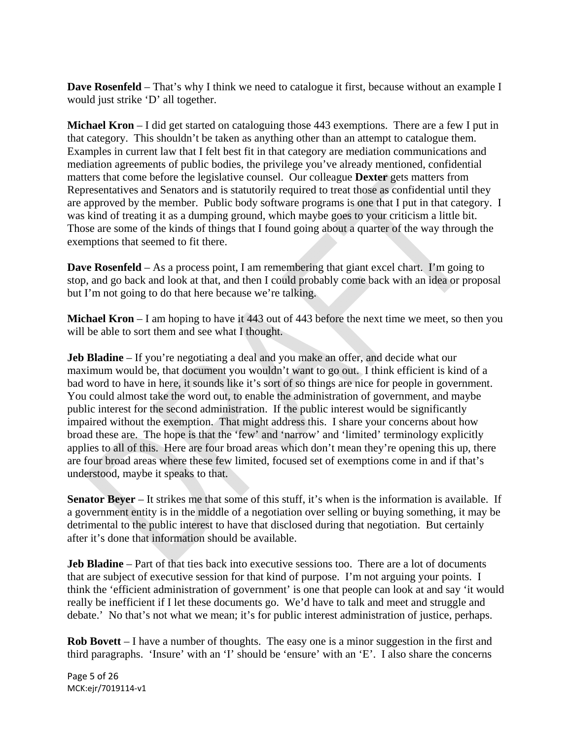**Dave Rosenfeld** – That's why I think we need to catalogue it first, because without an example I would just strike 'D' all together.

**Michael Kron** – I did get started on cataloguing those 443 exemptions. There are a few I put in that category. This shouldn't be taken as anything other than an attempt to catalogue them. Examples in current law that I felt best fit in that category are mediation communications and mediation agreements of public bodies, the privilege you've already mentioned, confidential matters that come before the legislative counsel. Our colleague **Dexter** gets matters from Representatives and Senators and is statutorily required to treat those as confidential until they are approved by the member. Public body software programs is one that I put in that category. I was kind of treating it as a dumping ground, which maybe goes to your criticism a little bit. Those are some of the kinds of things that I found going about a quarter of the way through the exemptions that seemed to fit there.

**Dave Rosenfeld** – As a process point, I am remembering that giant excel chart. I'm going to stop, and go back and look at that, and then I could probably come back with an idea or proposal but I'm not going to do that here because we're talking.

**Michael Kron** – I am hoping to have it 443 out of 443 before the next time we meet, so then you will be able to sort them and see what I thought.

**Jeb Bladine** – If you're negotiating a deal and you make an offer, and decide what our maximum would be, that document you wouldn't want to go out. I think efficient is kind of a bad word to have in here, it sounds like it's sort of so things are nice for people in government. You could almost take the word out, to enable the administration of government, and maybe public interest for the second administration. If the public interest would be significantly impaired without the exemption. That might address this. I share your concerns about how broad these are. The hope is that the 'few' and 'narrow' and 'limited' terminology explicitly applies to all of this. Here are four broad areas which don't mean they're opening this up, there are four broad areas where these few limited, focused set of exemptions come in and if that's understood, maybe it speaks to that.

**Senator Beyer** – It strikes me that some of this stuff, it's when is the information is available. If a government entity is in the middle of a negotiation over selling or buying something, it may be detrimental to the public interest to have that disclosed during that negotiation. But certainly after it's done that information should be available.

**Jeb Bladine** – Part of that ties back into executive sessions too. There are a lot of documents that are subject of executive session for that kind of purpose. I'm not arguing your points. I think the 'efficient administration of government' is one that people can look at and say 'it would really be inefficient if I let these documents go. We'd have to talk and meet and struggle and debate.' No that's not what we mean; it's for public interest administration of justice, perhaps.

**Rob Bovett** – I have a number of thoughts. The easy one is a minor suggestion in the first and third paragraphs. 'Insure' with an 'I' should be 'ensure' with an 'E'. I also share the concerns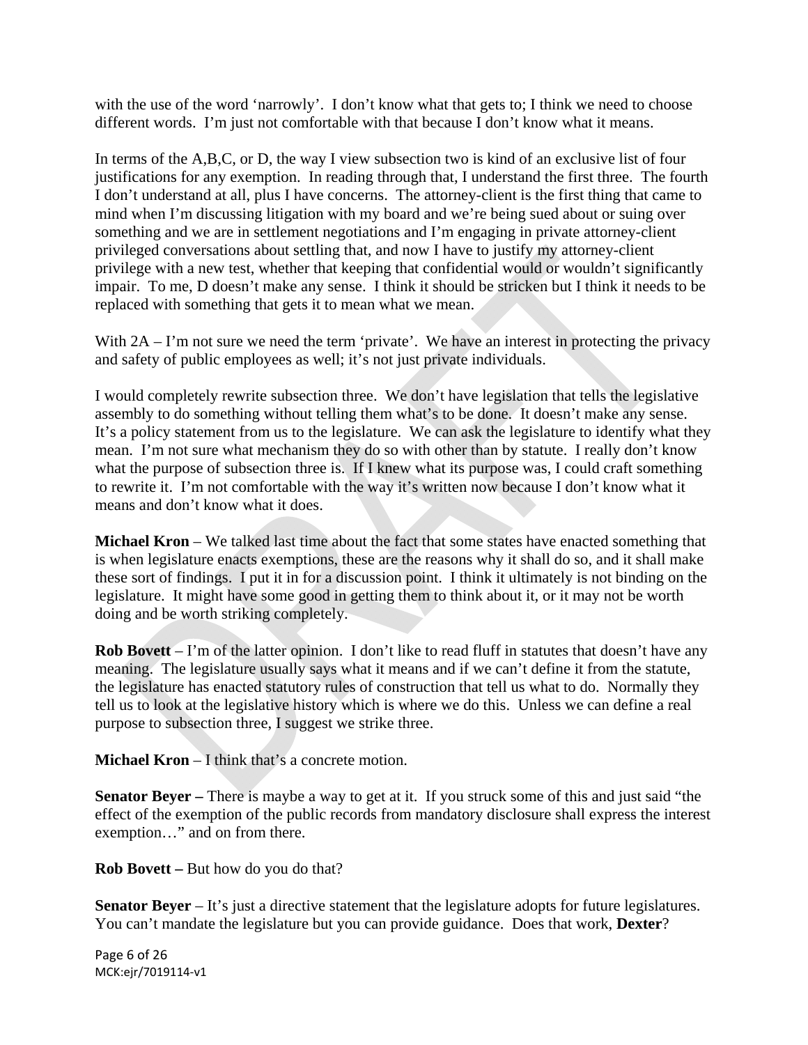with the use of the word 'narrowly'. I don't know what that gets to; I think we need to choose different words. I'm just not comfortable with that because I don't know what it means.

In terms of the A,B,C, or D, the way I view subsection two is kind of an exclusive list of four justifications for any exemption. In reading through that, I understand the first three. The fourth I don't understand at all, plus I have concerns. The attorney-client is the first thing that came to mind when I'm discussing litigation with my board and we're being sued about or suing over something and we are in settlement negotiations and I'm engaging in private attorney-client privileged conversations about settling that, and now I have to justify my attorney-client privilege with a new test, whether that keeping that confidential would or wouldn't significantly impair. To me, D doesn't make any sense. I think it should be stricken but I think it needs to be replaced with something that gets it to mean what we mean.

With 2A – I'm not sure we need the term 'private'. We have an interest in protecting the privacy and safety of public employees as well; it's not just private individuals.

I would completely rewrite subsection three. We don't have legislation that tells the legislative assembly to do something without telling them what's to be done. It doesn't make any sense. It's a policy statement from us to the legislature. We can ask the legislature to identify what they mean. I'm not sure what mechanism they do so with other than by statute. I really don't know what the purpose of subsection three is. If I knew what its purpose was, I could craft something to rewrite it. I'm not comfortable with the way it's written now because I don't know what it means and don't know what it does.

**Michael Kron** – We talked last time about the fact that some states have enacted something that is when legislature enacts exemptions, these are the reasons why it shall do so, and it shall make these sort of findings. I put it in for a discussion point. I think it ultimately is not binding on the legislature. It might have some good in getting them to think about it, or it may not be worth doing and be worth striking completely.

**Rob Bovett** – I'm of the latter opinion. I don't like to read fluff in statutes that doesn't have any meaning. The legislature usually says what it means and if we can't define it from the statute, the legislature has enacted statutory rules of construction that tell us what to do. Normally they tell us to look at the legislative history which is where we do this. Unless we can define a real purpose to subsection three, I suggest we strike three.

**Michael Kron** – I think that's a concrete motion.

**Senator Beyer –** There is maybe a way to get at it. If you struck some of this and just said "the effect of the exemption of the public records from mandatory disclosure shall express the interest exemption…" and on from there.

**Rob Bovett –** But how do you do that?

**Senator Beyer** – It's just a directive statement that the legislature adopts for future legislatures. You can't mandate the legislature but you can provide guidance. Does that work, **Dexter**?

MCK:ejr/7019114-v1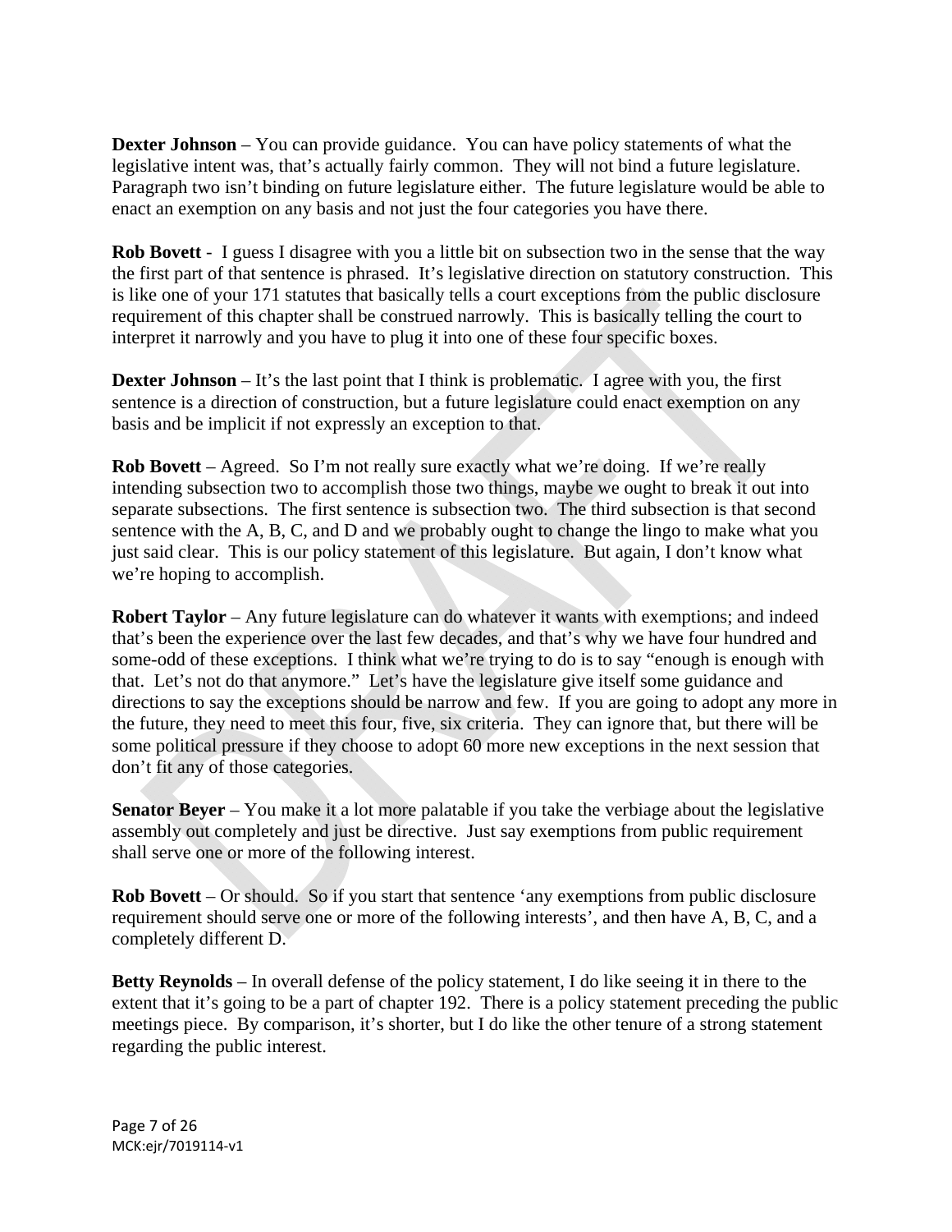**Dexter Johnson** – You can provide guidance. You can have policy statements of what the legislative intent was, that's actually fairly common. They will not bind a future legislature. Paragraph two isn't binding on future legislature either. The future legislature would be able to enact an exemption on any basis and not just the four categories you have there.

**Rob Bovett** - I guess I disagree with you a little bit on subsection two in the sense that the way the first part of that sentence is phrased. It's legislative direction on statutory construction. This is like one of your 171 statutes that basically tells a court exceptions from the public disclosure requirement of this chapter shall be construed narrowly. This is basically telling the court to interpret it narrowly and you have to plug it into one of these four specific boxes.

**Dexter Johnson** – It's the last point that I think is problematic. I agree with you, the first sentence is a direction of construction, but a future legislature could enact exemption on any basis and be implicit if not expressly an exception to that.

**Rob Bovett** – Agreed. So I'm not really sure exactly what we're doing. If we're really intending subsection two to accomplish those two things, maybe we ought to break it out into separate subsections. The first sentence is subsection two. The third subsection is that second sentence with the A, B, C, and D and we probably ought to change the lingo to make what you just said clear. This is our policy statement of this legislature. But again, I don't know what we're hoping to accomplish.

**Robert Taylor** – Any future legislature can do whatever it wants with exemptions; and indeed that's been the experience over the last few decades, and that's why we have four hundred and some-odd of these exceptions. I think what we're trying to do is to say "enough is enough with that. Let's not do that anymore." Let's have the legislature give itself some guidance and directions to say the exceptions should be narrow and few. If you are going to adopt any more in the future, they need to meet this four, five, six criteria. They can ignore that, but there will be some political pressure if they choose to adopt 60 more new exceptions in the next session that don't fit any of those categories.

**Senator Beyer** – You make it a lot more palatable if you take the verbiage about the legislative assembly out completely and just be directive. Just say exemptions from public requirement shall serve one or more of the following interest.

**Rob Bovett** – Or should. So if you start that sentence 'any exemptions from public disclosure requirement should serve one or more of the following interests', and then have A, B, C, and a completely different D.

**Betty Reynolds** – In overall defense of the policy statement, I do like seeing it in there to the extent that it's going to be a part of chapter 192. There is a policy statement preceding the public meetings piece. By comparison, it's shorter, but I do like the other tenure of a strong statement regarding the public interest.

MCK:ejr/7019114-v1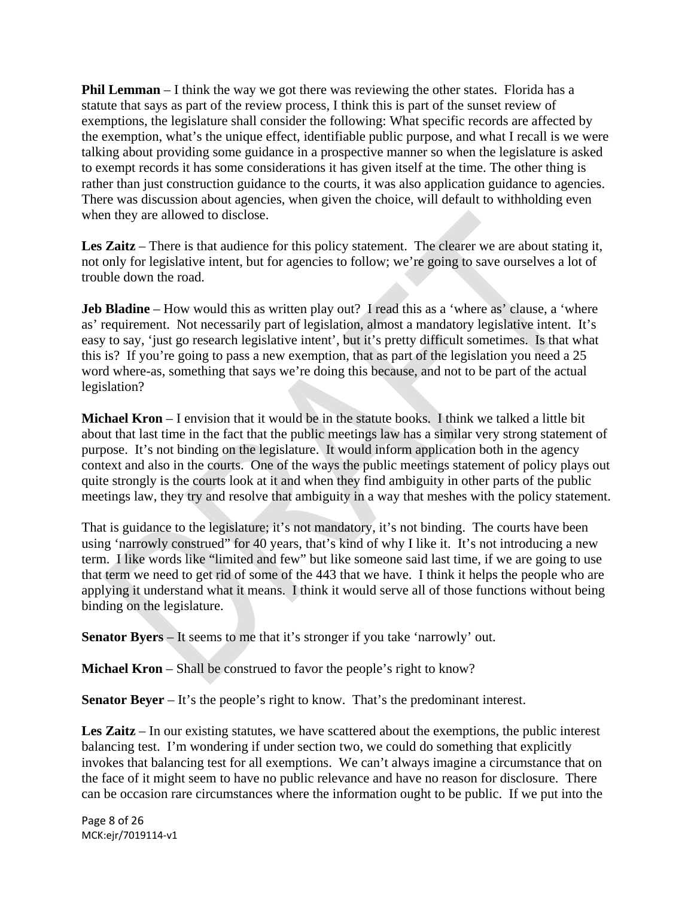**Phil Lemman** – I think the way we got there was reviewing the other states. Florida has a statute that says as part of the review process, I think this is part of the sunset review of exemptions, the legislature shall consider the following: What specific records are affected by the exemption, what's the unique effect, identifiable public purpose, and what I recall is we were talking about providing some guidance in a prospective manner so when the legislature is asked to exempt records it has some considerations it has given itself at the time. The other thing is rather than just construction guidance to the courts, it was also application guidance to agencies. There was discussion about agencies, when given the choice, will default to withholding even when they are allowed to disclose.

**Les Zaitz** – There is that audience for this policy statement. The clearer we are about stating it, not only for legislative intent, but for agencies to follow; we're going to save ourselves a lot of trouble down the road.

**Jeb Bladine** – How would this as written play out? I read this as a 'where as' clause, a 'where as' requirement. Not necessarily part of legislation, almost a mandatory legislative intent. It's easy to say, 'just go research legislative intent', but it's pretty difficult sometimes. Is that what this is? If you're going to pass a new exemption, that as part of the legislation you need a 25 word where-as, something that says we're doing this because, and not to be part of the actual legislation?

**Michael Kron** – I envision that it would be in the statute books. I think we talked a little bit about that last time in the fact that the public meetings law has a similar very strong statement of purpose. It's not binding on the legislature. It would inform application both in the agency context and also in the courts. One of the ways the public meetings statement of policy plays out quite strongly is the courts look at it and when they find ambiguity in other parts of the public meetings law, they try and resolve that ambiguity in a way that meshes with the policy statement.

That is guidance to the legislature; it's not mandatory, it's not binding. The courts have been using 'narrowly construed" for 40 years, that's kind of why I like it. It's not introducing a new term. I like words like "limited and few" but like someone said last time, if we are going to use that term we need to get rid of some of the 443 that we have. I think it helps the people who are applying it understand what it means. I think it would serve all of those functions without being binding on the legislature.

**Senator Byers** – It seems to me that it's stronger if you take 'narrowly' out.

**Michael Kron** – Shall be construed to favor the people's right to know?

**Senator Beyer** – It's the people's right to know. That's the predominant interest.

**Les Zaitz** – In our existing statutes, we have scattered about the exemptions, the public interest balancing test. I'm wondering if under section two, we could do something that explicitly invokes that balancing test for all exemptions. We can't always imagine a circumstance that on the face of it might seem to have no public relevance and have no reason for disclosure. There can be occasion rare circumstances where the information ought to be public. If we put into the

MCK:ejr/7019114-v1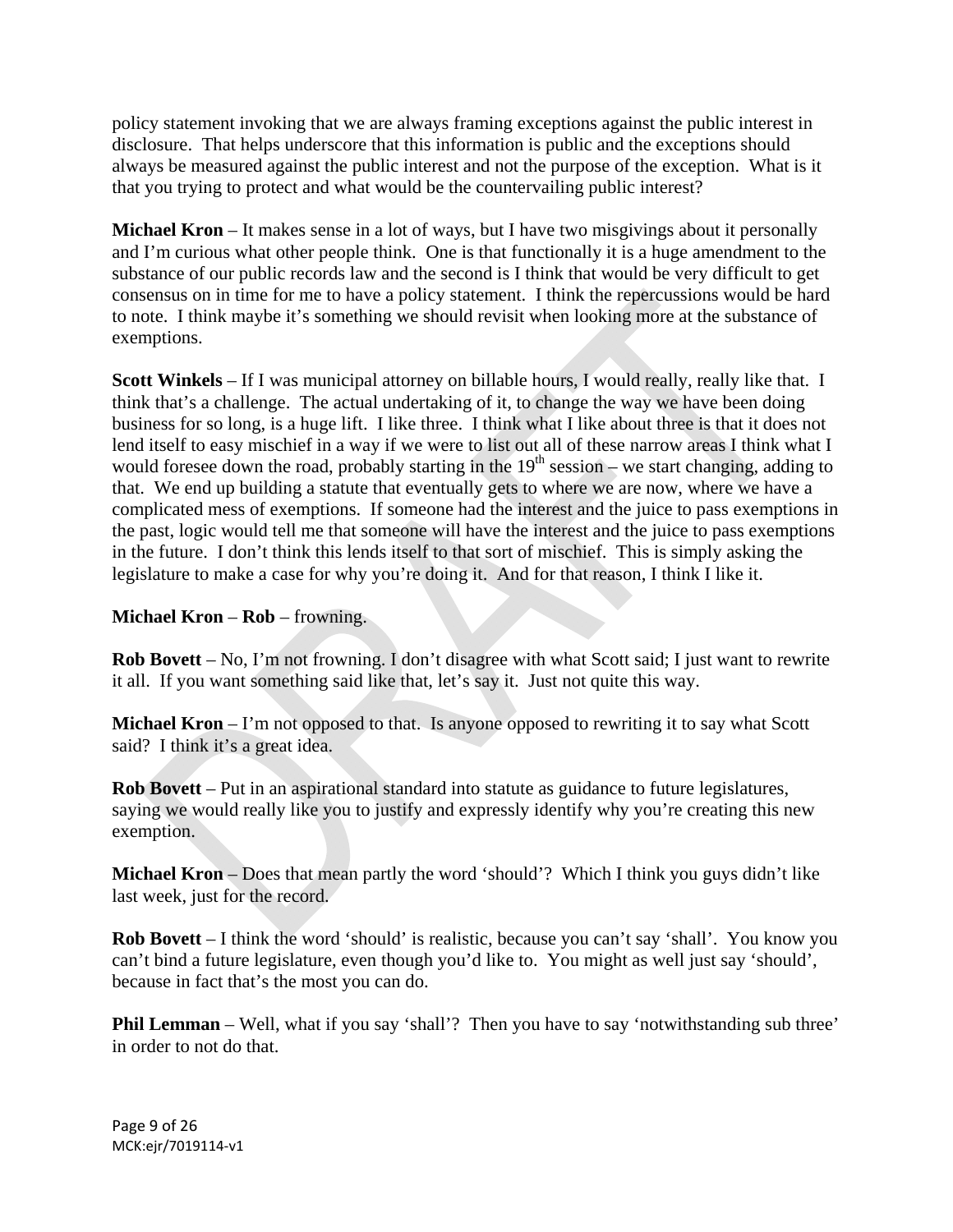policy statement invoking that we are always framing exceptions against the public interest in disclosure. That helps underscore that this information is public and the exceptions should always be measured against the public interest and not the purpose of the exception. What is it that you trying to protect and what would be the countervailing public interest?

**Michael Kron** – It makes sense in a lot of ways, but I have two misgivings about it personally and I'm curious what other people think. One is that functionally it is a huge amendment to the substance of our public records law and the second is I think that would be very difficult to get consensus on in time for me to have a policy statement. I think the repercussions would be hard to note. I think maybe it's something we should revisit when looking more at the substance of exemptions.

**Scott Winkels** – If I was municipal attorney on billable hours, I would really, really like that. I think that's a challenge. The actual undertaking of it, to change the way we have been doing business for so long, is a huge lift. I like three. I think what I like about three is that it does not lend itself to easy mischief in a way if we were to list out all of these narrow areas I think what I would foresee down the road, probably starting in the 19th session – we start changing, adding to that. We end up building a statute that eventually gets to where we are now, where we have a complicated mess of exemptions. If someone had the interest and the juice to pass exemptions in the past, logic would tell me that someone will have the interest and the juice to pass exemptions in the future. I don't think this lends itself to that sort of mischief. This is simply asking the legislature to make a case for why you're doing it. And for that reason, I think I like it.

**Michael Kron** – **Rob** – frowning.

**Rob Bovett** – No, I'm not frowning. I don't disagree with what Scott said; I just want to rewrite it all. If you want something said like that, let's say it. Just not quite this way.

**Michael Kron** – I'm not opposed to that. Is anyone opposed to rewriting it to say what Scott said? I think it's a great idea.

**Rob Bovett** – Put in an aspirational standard into statute as guidance to future legislatures, saying we would really like you to justify and expressly identify why you're creating this new exemption.

**Michael Kron** – Does that mean partly the word 'should'? Which I think you guys didn't like last week, just for the record.

**Rob Bovett** – I think the word 'should' is realistic, because you can't say 'shall'. You know you can't bind a future legislature, even though you'd like to. You might as well just say 'should', because in fact that's the most you can do.

**Phil Lemman** – Well, what if you say 'shall'? Then you have to say 'notwithstanding sub three' in order to not do that.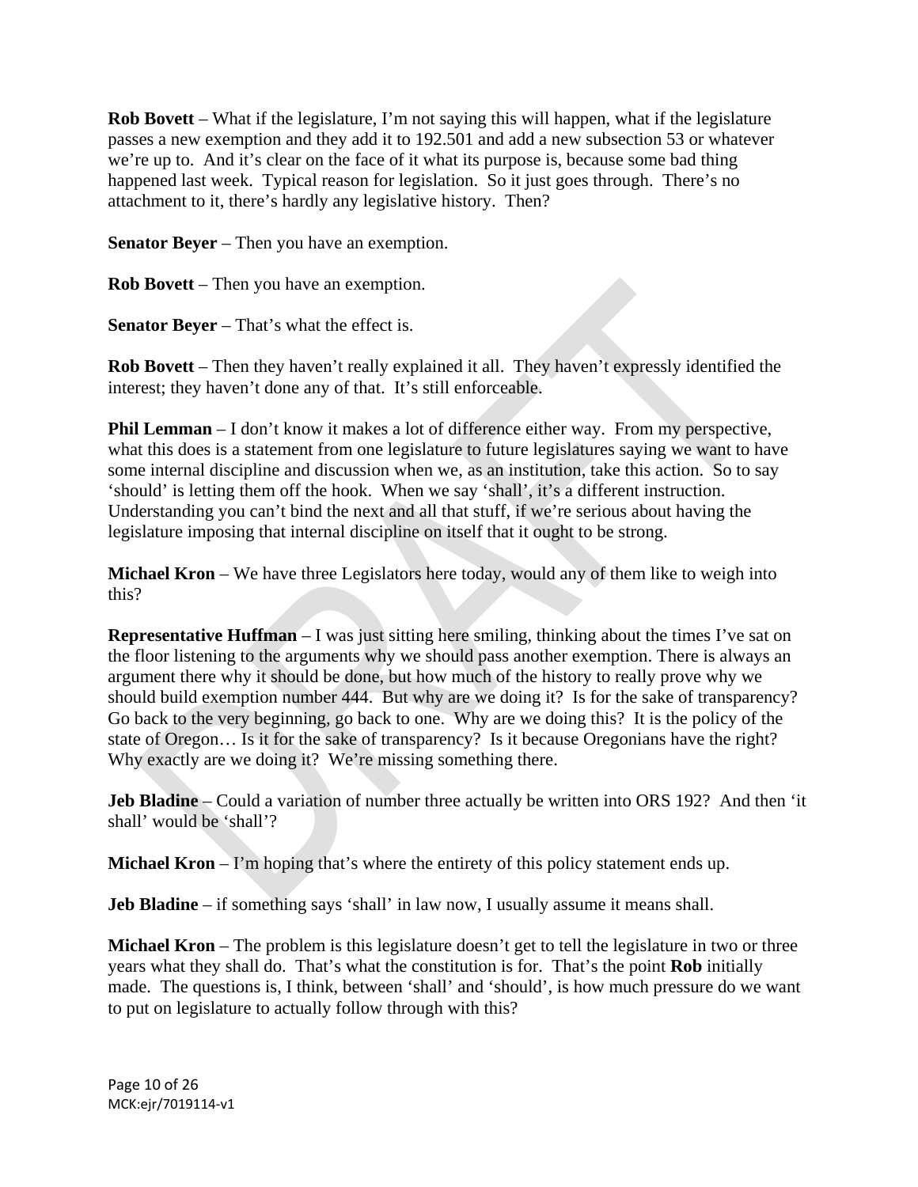**Rob Bovett** – What if the legislature, I'm not saying this will happen, what if the legislature passes a new exemption and they add it to 192.501 and add a new subsection 53 or whatever we're up to. And it's clear on the face of it what its purpose is, because some bad thing happened last week. Typical reason for legislation. So it just goes through. There's no attachment to it, there's hardly any legislative history. Then?

**Senator Beyer** – Then you have an exemption.

**Rob Bovett** – Then you have an exemption.

**Senator Beyer** – That's what the effect is.

**Rob Bovett** – Then they haven't really explained it all. They haven't expressly identified the interest; they haven't done any of that. It's still enforceable.

**Phil Lemman** – I don't know it makes a lot of difference either way. From my perspective, what this does is a statement from one legislature to future legislatures saying we want to have some internal discipline and discussion when we, as an institution, take this action. So to say 'should' is letting them off the hook. When we say 'shall', it's a different instruction. Understanding you can't bind the next and all that stuff, if we're serious about having the legislature imposing that internal discipline on itself that it ought to be strong.

**Michael Kron** – We have three Legislators here today, would any of them like to weigh into this?

**Representative Huffman** – I was just sitting here smiling, thinking about the times I've sat on the floor listening to the arguments why we should pass another exemption. There is always an argument there why it should be done, but how much of the history to really prove why we should build exemption number 444. But why are we doing it? Is for the sake of transparency? Go back to the very beginning, go back to one. Why are we doing this? It is the policy of the state of Oregon… Is it for the sake of transparency? Is it because Oregonians have the right? Why exactly are we doing it? We're missing something there.

**Jeb Bladine** – Could a variation of number three actually be written into ORS 192? And then 'it shall' would be 'shall'?

**Michael Kron** – I'm hoping that's where the entirety of this policy statement ends up.

**Jeb Bladine** – if something says 'shall' in law now, I usually assume it means shall.

**Michael Kron** – The problem is this legislature doesn't get to tell the legislature in two or three years what they shall do. That's what the constitution is for. That's the point **Rob** initially made. The questions is, I think, between 'shall' and 'should', is how much pressure do we want to put on legislature to actually follow through with this?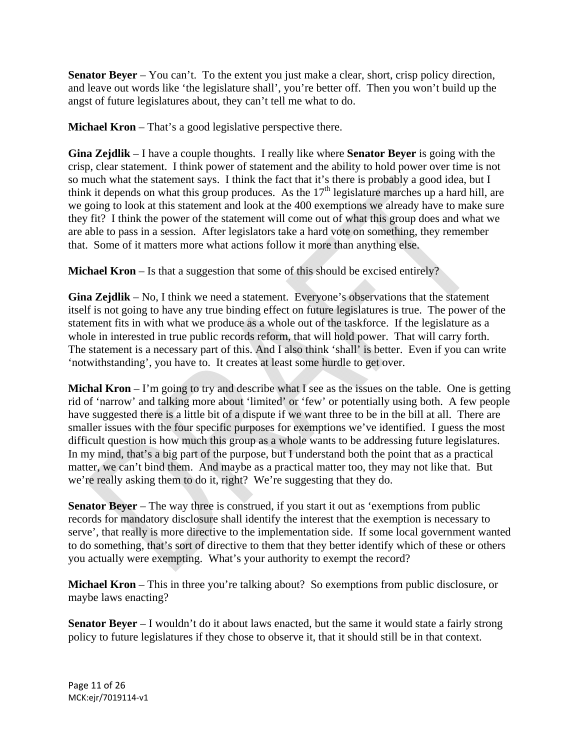**Senator Beyer** – You can't. To the extent you just make a clear, short, crisp policy direction, and leave out words like 'the legislature shall', you're better off. Then you won't build up the angst of future legislatures about, they can't tell me what to do.

**Michael Kron** – That's a good legislative perspective there.

**Gina Zejdlik** – I have a couple thoughts. I really like where **Senator Beyer** is going with the crisp, clear statement. I think power of statement and the ability to hold power over time is not so much what the statement says. I think the fact that it's there is probably a good idea, but I think it depends on what this group produces. As the 17th legislature marches up a hard hill, are we going to look at this statement and look at the 400 exemptions we already have to make sure they fit? I think the power of the statement will come out of what this group does and what we are able to pass in a session. After legislators take a hard vote on something, they remember that. Some of it matters more what actions follow it more than anything else.

**Michael Kron** – Is that a suggestion that some of this should be excised entirely?

**Gina Zejdlik** – No, I think we need a statement. Everyone's observations that the statement itself is not going to have any true binding effect on future legislatures is true. The power of the statement fits in with what we produce as a whole out of the taskforce. If the legislature as a whole in interested in true public records reform, that will hold power. That will carry forth. The statement is a necessary part of this. And I also think 'shall' is better. Even if you can write 'notwithstanding', you have to. It creates at least some hurdle to get over.

**Michal Kron** – I'm going to try and describe what I see as the issues on the table. One is getting rid of 'narrow' and talking more about 'limited' or 'few' or potentially using both. A few people have suggested there is a little bit of a dispute if we want three to be in the bill at all. There are smaller issues with the four specific purposes for exemptions we've identified. I guess the most difficult question is how much this group as a whole wants to be addressing future legislatures. In my mind, that's a big part of the purpose, but I understand both the point that as a practical matter, we can't bind them. And maybe as a practical matter too, they may not like that. But we're really asking them to do it, right? We're suggesting that they do.

**Senator Beyer** – The way three is construed, if you start it out as 'exemptions from public records for mandatory disclosure shall identify the interest that the exemption is necessary to serve', that really is more directive to the implementation side. If some local government wanted to do something, that's sort of directive to them that they better identify which of these or others you actually were exempting. What's your authority to exempt the record?

**Michael Kron** – This in three you're talking about? So exemptions from public disclosure, or maybe laws enacting?

**Senator Beyer** – I wouldn't do it about laws enacted, but the same it would state a fairly strong policy to future legislatures if they chose to observe it, that it should still be in that context.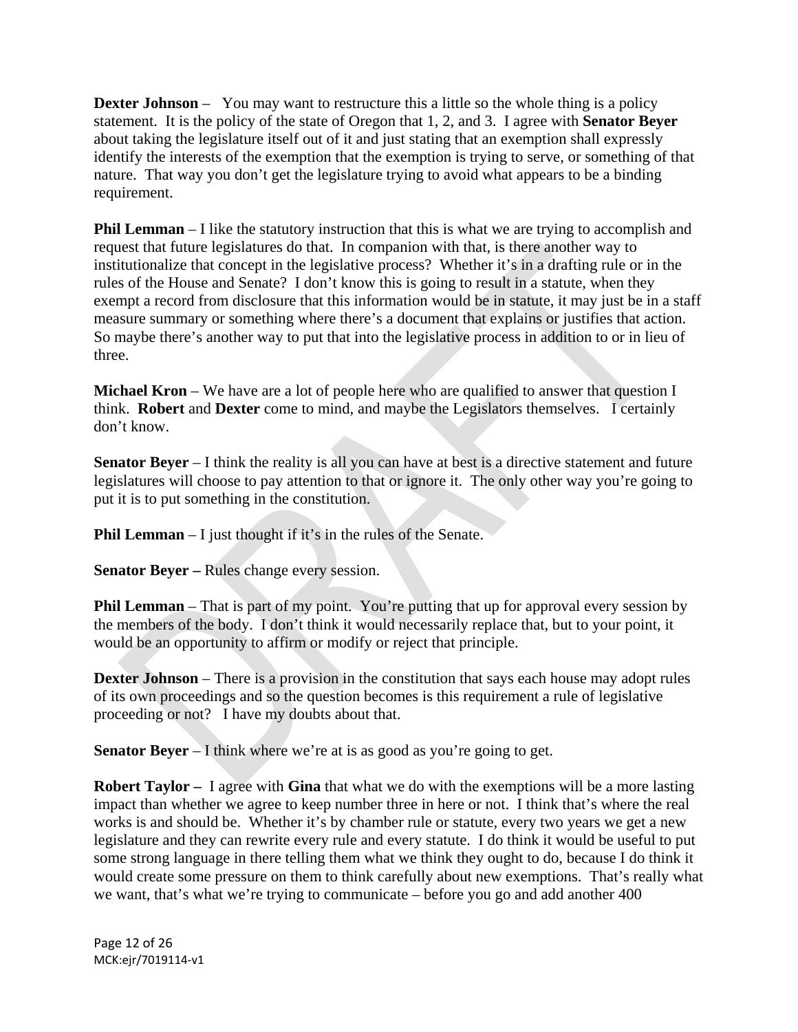**Dexter Johnson** – You may want to restructure this a little so the whole thing is a policy statement. It is the policy of the state of Oregon that 1, 2, and 3. I agree with **Senator Beyer** about taking the legislature itself out of it and just stating that an exemption shall expressly identify the interests of the exemption that the exemption is trying to serve, or something of that nature. That way you don't get the legislature trying to avoid what appears to be a binding requirement.

**Phil Lemman** – I like the statutory instruction that this is what we are trying to accomplish and request that future legislatures do that. In companion with that, is there another way to institutionalize that concept in the legislative process? Whether it's in a drafting rule or in the rules of the House and Senate? I don't know this is going to result in a statute, when they exempt a record from disclosure that this information would be in statute, it may just be in a staff measure summary or something where there's a document that explains or justifies that action. So maybe there's another way to put that into the legislative process in addition to or in lieu of three.

**Michael Kron** – We have are a lot of people here who are qualified to answer that question I think. **Robert** and **Dexter** come to mind, and maybe the Legislators themselves. I certainly don't know.

**Senator Beyer** – I think the reality is all you can have at best is a directive statement and future legislatures will choose to pay attention to that or ignore it. The only other way you're going to put it is to put something in the constitution.

**Phil Lemman** – I just thought if it's in the rules of the Senate.

**Senator Beyer –** Rules change every session.

**Phil Lemman** – That is part of my point. You're putting that up for approval every session by the members of the body. I don't think it would necessarily replace that, but to your point, it would be an opportunity to affirm or modify or reject that principle.

**Dexter Johnson** – There is a provision in the constitution that says each house may adopt rules of its own proceedings and so the question becomes is this requirement a rule of legislative proceeding or not? I have my doubts about that.

**Senator Beyer** – I think where we're at is as good as you're going to get.

**Robert Taylor –** I agree with **Gina** that what we do with the exemptions will be a more lasting impact than whether we agree to keep number three in here or not. I think that's where the real works is and should be. Whether it's by chamber rule or statute, every two years we get a new legislature and they can rewrite every rule and every statute. I do think it would be useful to put some strong language in there telling them what we think they ought to do, because I do think it would create some pressure on them to think carefully about new exemptions. That's really what we want, that's what we're trying to communicate – before you go and add another 400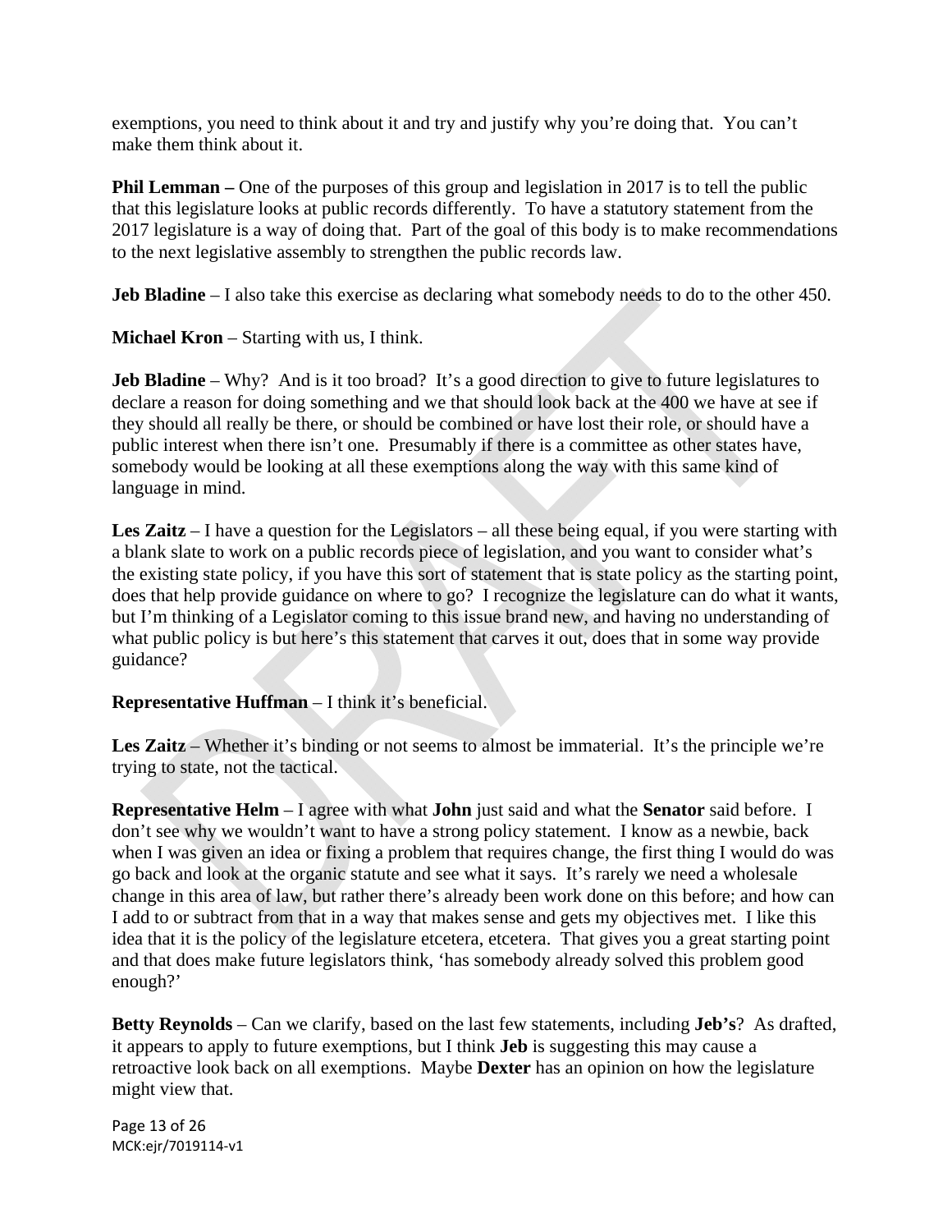exemptions, you need to think about it and try and justify why you're doing that. You can't make them think about it.

**Phil Lemman –** One of the purposes of this group and legislation in 2017 is to tell the public that this legislature looks at public records differently. To have a statutory statement from the 2017 legislature is a way of doing that. Part of the goal of this body is to make recommendations to the next legislative assembly to strengthen the public records law.

**Jeb Bladine** – I also take this exercise as declaring what somebody needs to do to the other 450.

**Michael Kron** – Starting with us, I think.

**Jeb Bladine** – Why? And is it too broad? It's a good direction to give to future legislatures to declare a reason for doing something and we that should look back at the 400 we have at see if they should all really be there, or should be combined or have lost their role, or should have a public interest when there isn't one. Presumably if there is a committee as other states have, somebody would be looking at all these exemptions along the way with this same kind of language in mind.

**Les Zaitz** – I have a question for the Legislators – all these being equal, if you were starting with a blank slate to work on a public records piece of legislation, and you want to consider what's the existing state policy, if you have this sort of statement that is state policy as the starting point, does that help provide guidance on where to go? I recognize the legislature can do what it wants, but I'm thinking of a Legislator coming to this issue brand new, and having no understanding of what public policy is but here's this statement that carves it out, does that in some way provide guidance?

**Representative Huffman** – I think it's beneficial.

**Les Zaitz** – Whether it's binding or not seems to almost be immaterial. It's the principle we're trying to state, not the tactical.

**Representative Helm** – I agree with what **John** just said and what the **Senator** said before. I don't see why we wouldn't want to have a strong policy statement. I know as a newbie, back when I was given an idea or fixing a problem that requires change, the first thing I would do was go back and look at the organic statute and see what it says. It's rarely we need a wholesale change in this area of law, but rather there's already been work done on this before; and how can I add to or subtract from that in a way that makes sense and gets my objectives met. I like this idea that it is the policy of the legislature etcetera, etcetera. That gives you a great starting point and that does make future legislators think, 'has somebody already solved this problem good enough?'

**Betty Reynolds** – Can we clarify, based on the last few statements, including **Jeb's**? As drafted, it appears to apply to future exemptions, but I think **Jeb** is suggesting this may cause a retroactive look back on all exemptions. Maybe **Dexter** has an opinion on how the legislature might view that.

MCK:ejr/7019114-v1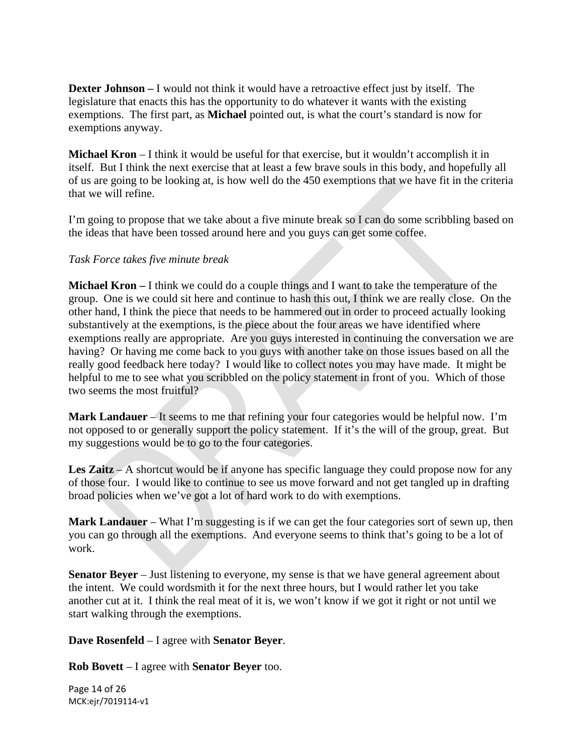**Dexter Johnson –** I would not think it would have a retroactive effect just by itself. The legislature that enacts this has the opportunity to do whatever it wants with the existing exemptions. The first part, as **Michael** pointed out, is what the court's standard is now for exemptions anyway.

**Michael Kron** – I think it would be useful for that exercise, but it wouldn't accomplish it in itself. But I think the next exercise that at least a few brave souls in this body, and hopefully all of us are going to be looking at, is how well do the 450 exemptions that we have fit in the criteria that we will refine.

I'm going to propose that we take about a five minute break so I can do some scribbling based on the ideas that have been tossed around here and you guys can get some coffee.

*Task Force takes five minute break*

**Michael Kron –** I think we could do a couple things and I want to take the temperature of the group. One is we could sit here and continue to hash this out, I think we are really close. On the other hand, I think the piece that needs to be hammered out in order to proceed actually looking substantively at the exemptions, is the piece about the four areas we have identified where exemptions really are appropriate. Are you guys interested in continuing the conversation we are having? Or having me come back to you guys with another take on those issues based on all the really good feedback here today? I would like to collect notes you may have made. It might be helpful to me to see what you scribbled on the policy statement in front of you. Which of those two seems the most fruitful?

**Mark Landauer** – It seems to me that refining your four categories would be helpful now. I'm not opposed to or generally support the policy statement. If it's the will of the group, great. But my suggestions would be to go to the four categories.

**Les Zaitz** – A shortcut would be if anyone has specific language they could propose now for any of those four. I would like to continue to see us move forward and not get tangled up in drafting broad policies when we've got a lot of hard work to do with exemptions.

**Mark Landauer** – What I'm suggesting is if we can get the four categories sort of sewn up, then you can go through all the exemptions. And everyone seems to think that's going to be a lot of work.

**Senator Beyer** – Just listening to everyone, my sense is that we have general agreement about the intent. We could wordsmith it for the next three hours, but I would rather let you take another cut at it. I think the real meat of it is, we won't know if we got it right or not until we start walking through the exemptions.

**Dave Rosenfeld** – I agree with **Senator Beyer**.

**Rob Bovett** – I agree with **Senator Beyer** too.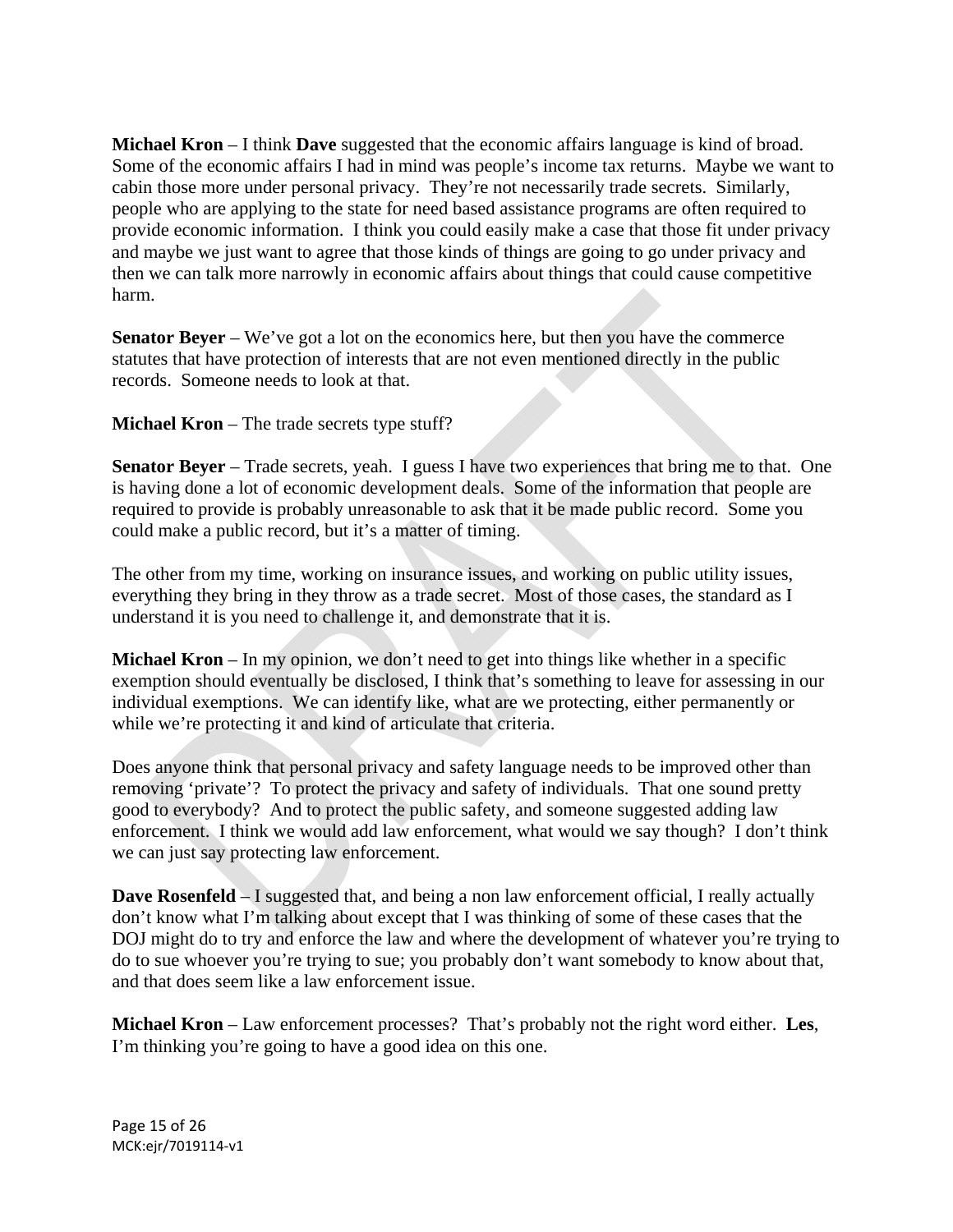**Michael Kron** – I think **Dave** suggested that the economic affairs language is kind of broad. Some of the economic affairs I had in mind was people's income tax returns. Maybe we want to cabin those more under personal privacy. They're not necessarily trade secrets. Similarly, people who are applying to the state for need based assistance programs are often required to provide economic information. I think you could easily make a case that those fit under privacy and maybe we just want to agree that those kinds of things are going to go under privacy and then we can talk more narrowly in economic affairs about things that could cause competitive harm.

**Senator Beyer** – We've got a lot on the economics here, but then you have the commerce statutes that have protection of interests that are not even mentioned directly in the public records. Someone needs to look at that.

**Michael Kron** – The trade secrets type stuff?

**Senator Beyer** – Trade secrets, yeah. I guess I have two experiences that bring me to that. One is having done a lot of economic development deals. Some of the information that people are required to provide is probably unreasonable to ask that it be made public record. Some you could make a public record, but it's a matter of timing.

The other from my time, working on insurance issues, and working on public utility issues, everything they bring in they throw as a trade secret. Most of those cases, the standard as I understand it is you need to challenge it, and demonstrate that it is.

**Michael Kron** – In my opinion, we don't need to get into things like whether in a specific exemption should eventually be disclosed, I think that's something to leave for assessing in our individual exemptions. We can identify like, what are we protecting, either permanently or while we're protecting it and kind of articulate that criteria.

Does anyone think that personal privacy and safety language needs to be improved other than removing 'private'? To protect the privacy and safety of individuals. That one sound pretty good to everybody? And to protect the public safety, and someone suggested adding law enforcement. I think we would add law enforcement, what would we say though? I don't think we can just say protecting law enforcement.

**Dave Rosenfeld** – I suggested that, and being a non law enforcement official, I really actually don't know what I'm talking about except that I was thinking of some of these cases that the DOJ might do to try and enforce the law and where the development of whatever you're trying to do to sue whoever you're trying to sue; you probably don't want somebody to know about that, and that does seem like a law enforcement issue.

**Michael Kron** – Law enforcement processes? That's probably not the right word either. **Les**, I'm thinking you're going to have a good idea on this one.

MCK:ejr/7019114-v1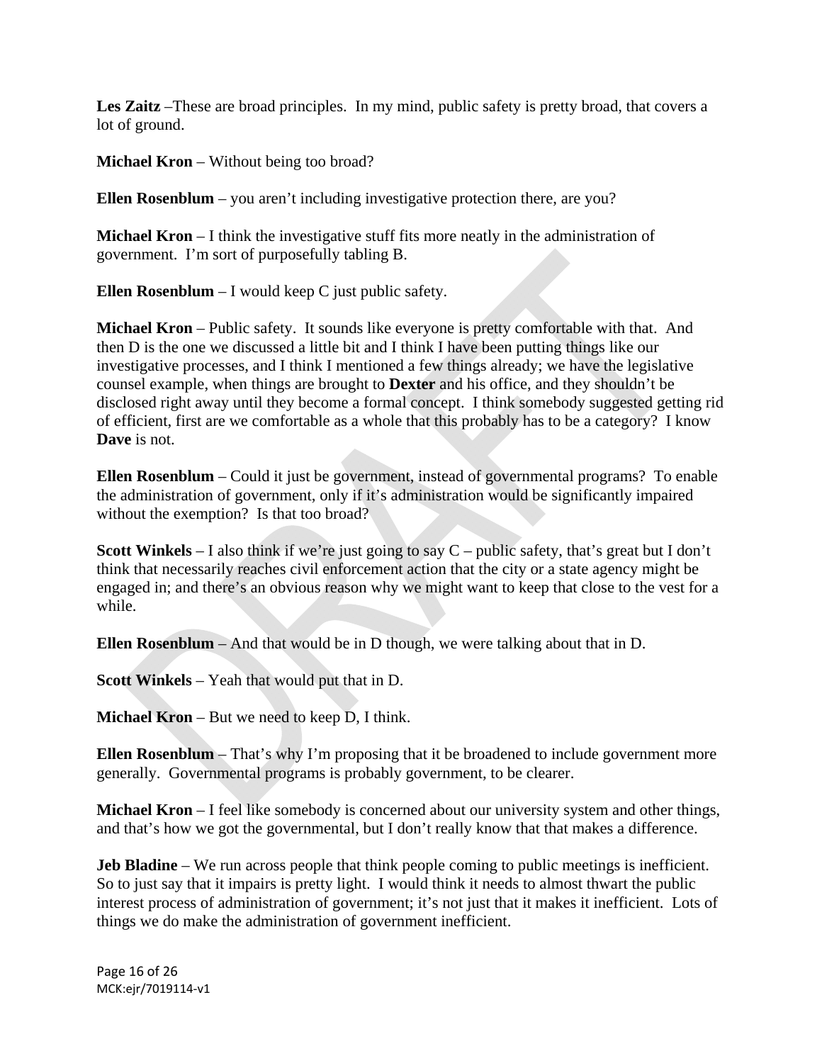**Les Zaitz** –These are broad principles. In my mind, public safety is pretty broad, that covers a lot of ground.

**Michael Kron** – Without being too broad?

**Ellen Rosenblum** – you aren't including investigative protection there, are you?

**Michael Kron** – I think the investigative stuff fits more neatly in the administration of government. I'm sort of purposefully tabling B.

**Ellen Rosenblum** – I would keep C just public safety.

**Michael Kron** – Public safety. It sounds like everyone is pretty comfortable with that. And then D is the one we discussed a little bit and I think I have been putting things like our investigative processes, and I think I mentioned a few things already; we have the legislative counsel example, when things are brought to **Dexter** and his office, and they shouldn't be disclosed right away until they become a formal concept. I think somebody suggested getting rid of efficient, first are we comfortable as a whole that this probably has to be a category? I know **Dave** is not.

**Ellen Rosenblum** – Could it just be government, instead of governmental programs? To enable the administration of government, only if it's administration would be significantly impaired without the exemption? Is that too broad?

**Scott Winkels** – I also think if we're just going to say C – public safety, that's great but I don't think that necessarily reaches civil enforcement action that the city or a state agency might be engaged in; and there's an obvious reason why we might want to keep that close to the vest for a while.

**Ellen Rosenblum** – And that would be in D though, we were talking about that in D.

**Scott Winkels** – Yeah that would put that in D.

**Michael Kron** – But we need to keep D, I think.

**Ellen Rosenblum** – That's why I'm proposing that it be broadened to include government more generally. Governmental programs is probably government, to be clearer.

**Michael Kron** – I feel like somebody is concerned about our university system and other things, and that's how we got the governmental, but I don't really know that that makes a difference.

**Jeb Bladine** – We run across people that think people coming to public meetings is inefficient. So to just say that it impairs is pretty light. I would think it needs to almost thwart the public interest process of administration of government; it's not just that it makes it inefficient. Lots of things we do make the administration of government inefficient.

MCK:ejr/7019114-v1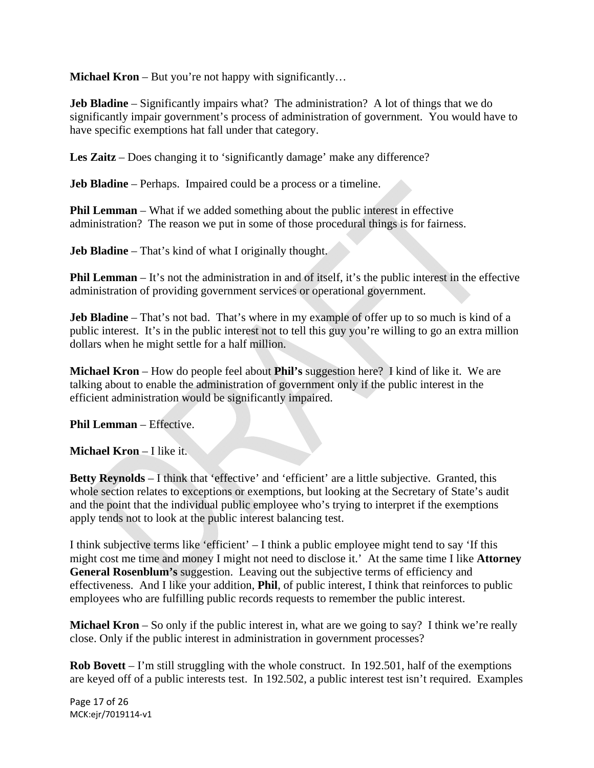**Michael Kron** – But you're not happy with significantly…

**Jeb Bladine** – Significantly impairs what? The administration? A lot of things that we do significantly impair government's process of administration of government. You would have to have specific exemptions hat fall under that category.

**Les Zaitz** – Does changing it to 'significantly damage' make any difference?

**Jeb Bladine** – Perhaps. Impaired could be a process or a timeline.

**Phil Lemman** – What if we added something about the public interest in effective administration? The reason we put in some of those procedural things is for fairness.

**Jeb Bladine** – That's kind of what I originally thought.

**Phil Lemman** – It's not the administration in and of itself, it's the public interest in the effective administration of providing government services or operational government.

**Jeb Bladine** – That's not bad. That's where in my example of offer up to so much is kind of a public interest. It's in the public interest not to tell this guy you're willing to go an extra million dollars when he might settle for a half million.

**Michael Kron** – How do people feel about **Phil's** suggestion here? I kind of like it. We are talking about to enable the administration of government only if the public interest in the efficient administration would be significantly impaired.

**Phil Lemman** – Effective.

**Michael Kron** – I like it.

**Betty Reynolds** – I think that 'effective' and 'efficient' are a little subjective. Granted, this whole section relates to exceptions or exemptions, but looking at the Secretary of State's audit and the point that the individual public employee who's trying to interpret if the exemptions apply tends not to look at the public interest balancing test.

I think subjective terms like 'efficient' – I think a public employee might tend to say 'If this might cost me time and money I might not need to disclose it.' At the same time I like **Attorney General Rosenblum's** suggestion. Leaving out the subjective terms of efficiency and effectiveness. And I like your addition, **Phil**, of public interest, I think that reinforces to public employees who are fulfilling public records requests to remember the public interest.

**Michael Kron** – So only if the public interest in, what are we going to say? I think we're really close. Only if the public interest in administration in government processes?

**Rob Bovett** – I'm still struggling with the whole construct. In 192.501, half of the exemptions are keyed off of a public interests test. In 192.502, a public interest test isn't required. Examples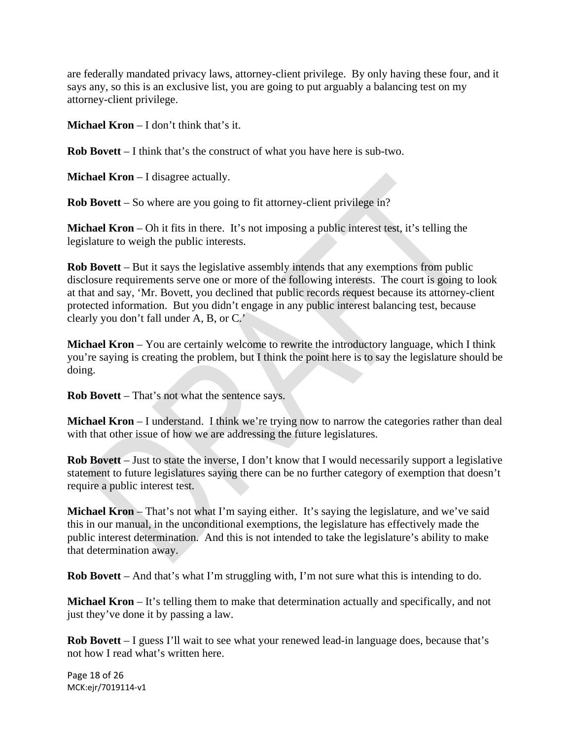are federally mandated privacy laws, attorney-client privilege. By only having these four, and it says any, so this is an exclusive list, you are going to put arguably a balancing test on my attorney-client privilege.

**Michael Kron** – I don't think that's it.

**Rob Bovett** – I think that's the construct of what you have here is sub-two.

**Michael Kron** – I disagree actually.

**Rob Bovett** – So where are you going to fit attorney-client privilege in?

**Michael Kron** – Oh it fits in there. It's not imposing a public interest test, it's telling the legislature to weigh the public interests.

**Rob Bovett** – But it says the legislative assembly intends that any exemptions from public disclosure requirements serve one or more of the following interests. The court is going to look at that and say, 'Mr. Bovett, you declined that public records request because its attorney-client protected information. But you didn't engage in any public interest balancing test, because clearly you don't fall under A, B, or C.'

**Michael Kron** – You are certainly welcome to rewrite the introductory language, which I think you're saying is creating the problem, but I think the point here is to say the legislature should be doing.

**Rob Bovett** – That's not what the sentence says.

**Michael Kron** – I understand. I think we're trying now to narrow the categories rather than deal with that other issue of how we are addressing the future legislatures.

**Rob Bovett** – Just to state the inverse, I don't know that I would necessarily support a legislative statement to future legislatures saying there can be no further category of exemption that doesn't require a public interest test.

**Michael Kron** – That's not what I'm saying either. It's saying the legislature, and we've said this in our manual, in the unconditional exemptions, the legislature has effectively made the public interest determination. And this is not intended to take the legislature's ability to make that determination away.

**Rob Bovett** – And that's what I'm struggling with, I'm not sure what this is intending to do.

**Michael Kron** – It's telling them to make that determination actually and specifically, and not just they've done it by passing a law.

**Rob Bovett** – I guess I'll wait to see what your renewed lead-in language does, because that's not how I read what's written here.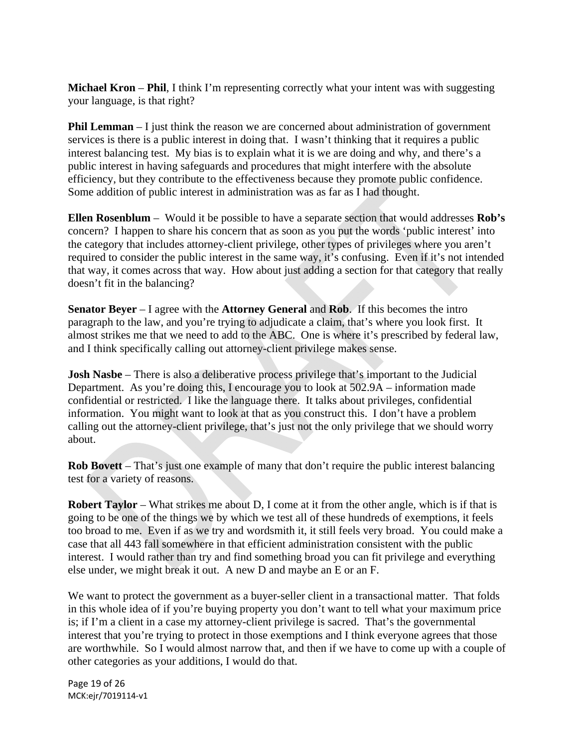**Michael Kron** – **Phil**, I think I'm representing correctly what your intent was with suggesting your language, is that right?

**Phil Lemman** – I just think the reason we are concerned about administration of government services is there is a public interest in doing that. I wasn't thinking that it requires a public interest balancing test. My bias is to explain what it is we are doing and why, and there's a public interest in having safeguards and procedures that might interfere with the absolute efficiency, but they contribute to the effectiveness because they promote public confidence. Some addition of public interest in administration was as far as I had thought.

**Ellen Rosenblum** – Would it be possible to have a separate section that would addresses **Rob's** concern? I happen to share his concern that as soon as you put the words 'public interest' into the category that includes attorney-client privilege, other types of privileges where you aren't required to consider the public interest in the same way, it's confusing. Even if it's not intended that way, it comes across that way. How about just adding a section for that category that really doesn't fit in the balancing?

**Senator Beyer** – I agree with the **Attorney General** and **Rob**. If this becomes the intro paragraph to the law, and you're trying to adjudicate a claim, that's where you look first. It almost strikes me that we need to add to the ABC. One is where it's prescribed by federal law, and I think specifically calling out attorney-client privilege makes sense.

**Josh Nasbe** – There is also a deliberative process privilege that's important to the Judicial Department. As you're doing this, I encourage you to look at 502.9A – information made confidential or restricted. I like the language there. It talks about privileges, confidential information. You might want to look at that as you construct this. I don't have a problem calling out the attorney-client privilege, that's just not the only privilege that we should worry about.

**Rob Bovett** – That's just one example of many that don't require the public interest balancing test for a variety of reasons.

**Robert Taylor** – What strikes me about D, I come at it from the other angle, which is if that is going to be one of the things we by which we test all of these hundreds of exemptions, it feels too broad to me. Even if as we try and wordsmith it, it still feels very broad. You could make a case that all 443 fall somewhere in that efficient administration consistent with the public interest. I would rather than try and find something broad you can fit privilege and everything else under, we might break it out. A new D and maybe an E or an F.

We want to protect the government as a buyer-seller client in a transactional matter. That folds in this whole idea of if you're buying property you don't want to tell what your maximum price is; if I'm a client in a case my attorney-client privilege is sacred. That's the governmental interest that you're trying to protect in those exemptions and I think everyone agrees that those are worthwhile. So I would almost narrow that, and then if we have to come up with a couple of other categories as your additions, I would do that.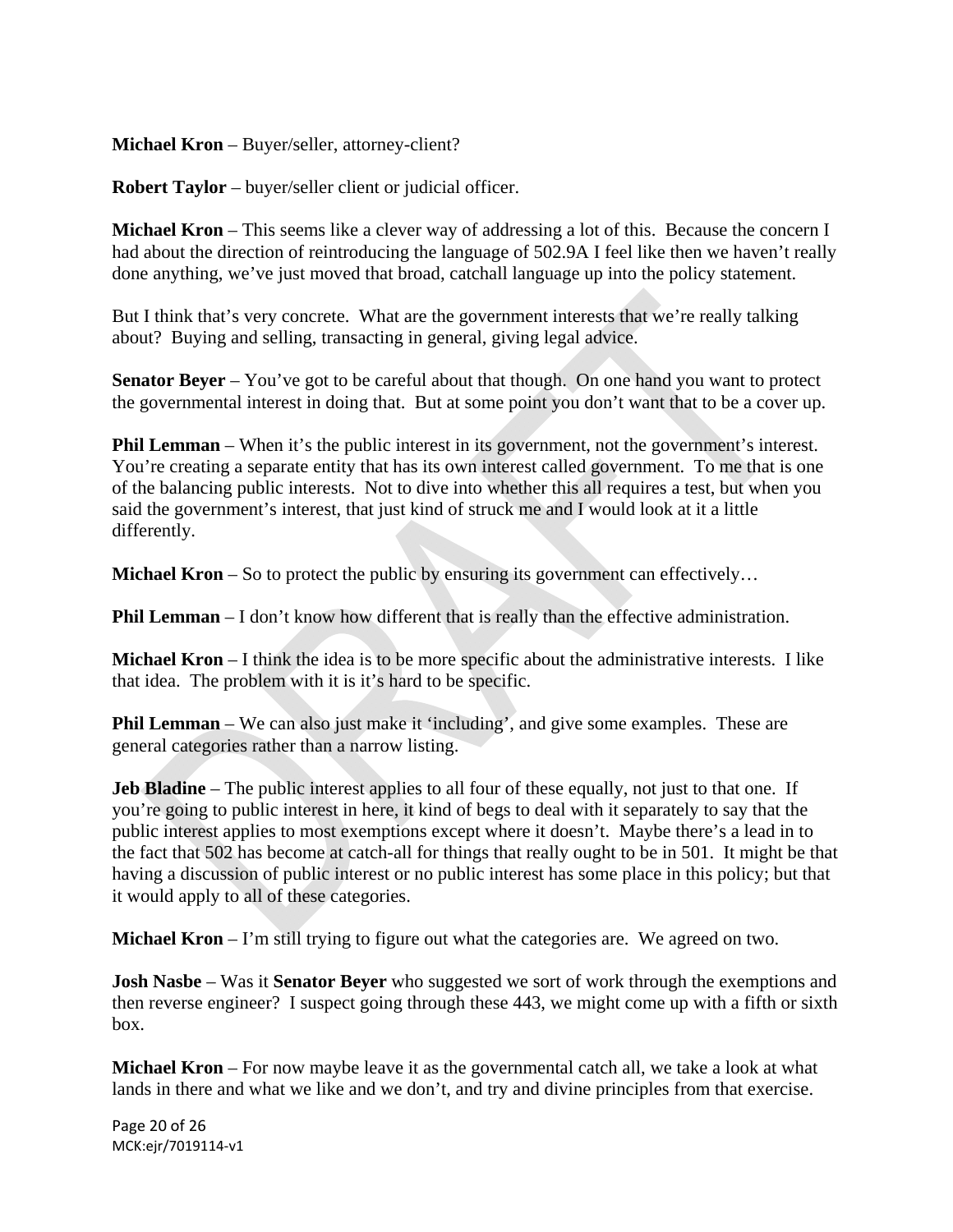**Michael Kron** – Buyer/seller, attorney-client?

**Robert Taylor** – buyer/seller client or judicial officer.

**Michael Kron** – This seems like a clever way of addressing a lot of this. Because the concern I had about the direction of reintroducing the language of 502.9A I feel like then we haven't really done anything, we've just moved that broad, catchall language up into the policy statement.

But I think that's very concrete. What are the government interests that we're really talking about? Buying and selling, transacting in general, giving legal advice.

**Senator Beyer** – You've got to be careful about that though. On one hand you want to protect the governmental interest in doing that. But at some point you don't want that to be a cover up.

**Phil Lemman** – When it's the public interest in its government, not the government's interest. You're creating a separate entity that has its own interest called government. To me that is one of the balancing public interests. Not to dive into whether this all requires a test, but when you said the government's interest, that just kind of struck me and I would look at it a little differently.

**Michael Kron** – So to protect the public by ensuring its government can effectively…

**Phil Lemman** – I don't know how different that is really than the effective administration.

**Michael Kron** – I think the idea is to be more specific about the administrative interests. I like that idea. The problem with it is it's hard to be specific.

**Phil Lemman** – We can also just make it 'including', and give some examples. These are general categories rather than a narrow listing.

**Jeb Bladine** – The public interest applies to all four of these equally, not just to that one. If you're going to public interest in here, it kind of begs to deal with it separately to say that the public interest applies to most exemptions except where it doesn't. Maybe there's a lead in to the fact that 502 has become at catch-all for things that really ought to be in 501. It might be that having a discussion of public interest or no public interest has some place in this policy; but that it would apply to all of these categories.

**Michael Kron** – I'm still trying to figure out what the categories are. We agreed on two.

**Josh Nasbe** – Was it **Senator Beyer** who suggested we sort of work through the exemptions and then reverse engineer? I suspect going through these 443, we might come up with a fifth or sixth box.

**Michael Kron** – For now maybe leave it as the governmental catch all, we take a look at what lands in there and what we like and we don't, and try and divine principles from that exercise.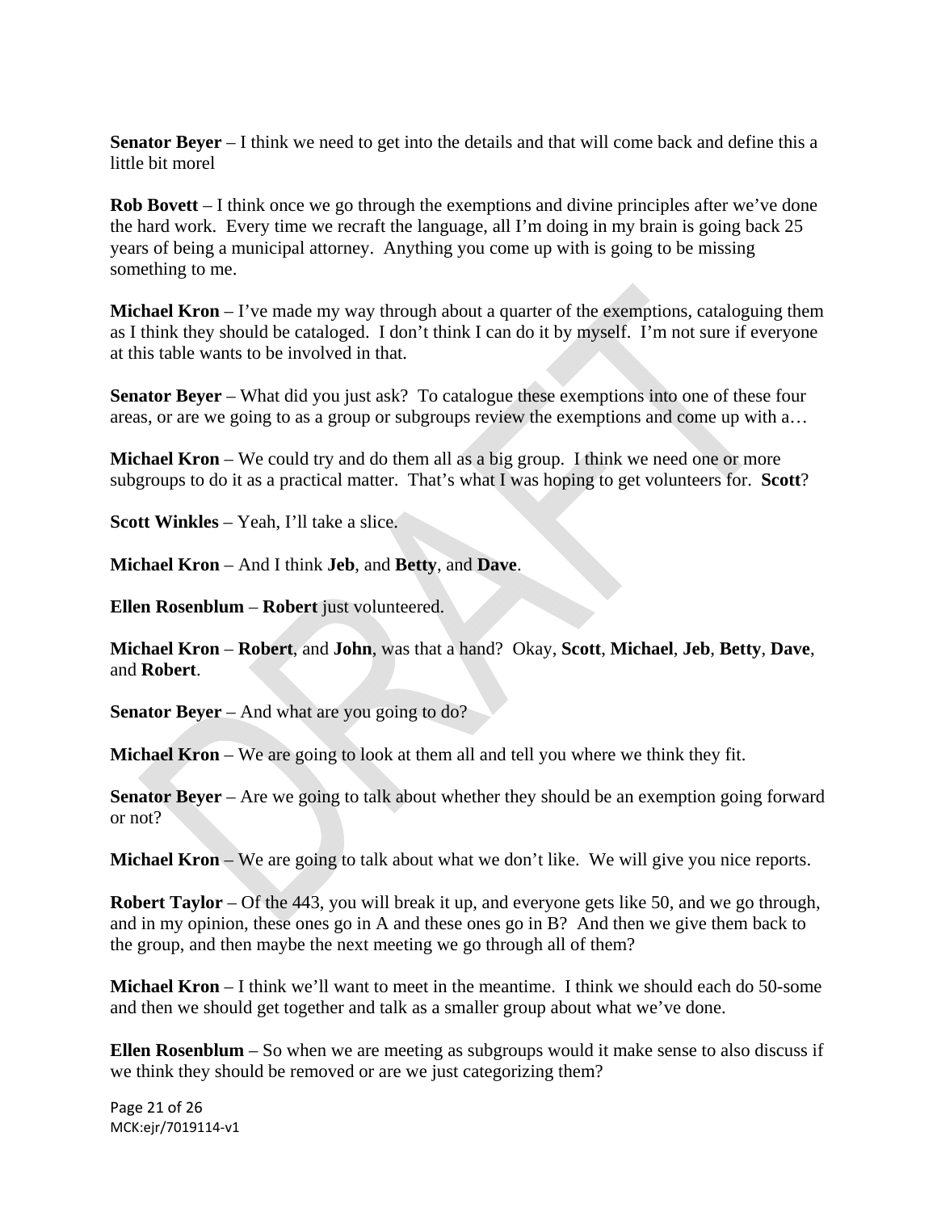**Senator Beyer** – I think we need to get into the details and that will come back and define this a little bit morel

**Rob Bovett** – I think once we go through the exemptions and divine principles after we've done the hard work. Every time we recraft the language, all I'm doing in my brain is going back 25 years of being a municipal attorney. Anything you come up with is going to be missing something to me.

**Michael Kron** – I've made my way through about a quarter of the exemptions, cataloguing them as I think they should be cataloged. I don't think I can do it by myself. I'm not sure if everyone at this table wants to be involved in that.

**Senator Beyer** – What did you just ask? To catalogue these exemptions into one of these four areas, or are we going to as a group or subgroups review the exemptions and come up with a…

**Michael Kron** – We could try and do them all as a big group. I think we need one or more subgroups to do it as a practical matter. That's what I was hoping to get volunteers for. **Scott**?

**Scott Winkles** – Yeah, I'll take a slice.

**Michael Kron** – And I think **Jeb**, and **Betty**, and **Dave**.

**Ellen Rosenblum** – **Robert** just volunteered.

**Michael Kron** – **Robert**, and **John**, was that a hand? Okay, **Scott**, **Michael**, **Jeb**, **Betty**, **Dave**, and **Robert**.

**Senator Beyer** – And what are you going to do?

**Michael Kron** – We are going to look at them all and tell you where we think they fit.

**Senator Beyer** – Are we going to talk about whether they should be an exemption going forward or not?

**Michael Kron** – We are going to talk about what we don't like. We will give you nice reports.

**Robert Taylor** – Of the 443, you will break it up, and everyone gets like 50, and we go through, and in my opinion, these ones go in A and these ones go in B? And then we give them back to the group, and then maybe the next meeting we go through all of them?

**Michael Kron** – I think we'll want to meet in the meantime. I think we should each do 50-some and then we should get together and talk as a smaller group about what we've done.

**Ellen Rosenblum** – So when we are meeting as subgroups would it make sense to also discuss if we think they should be removed or are we just categorizing them?

MCK:ejr/7019114-v1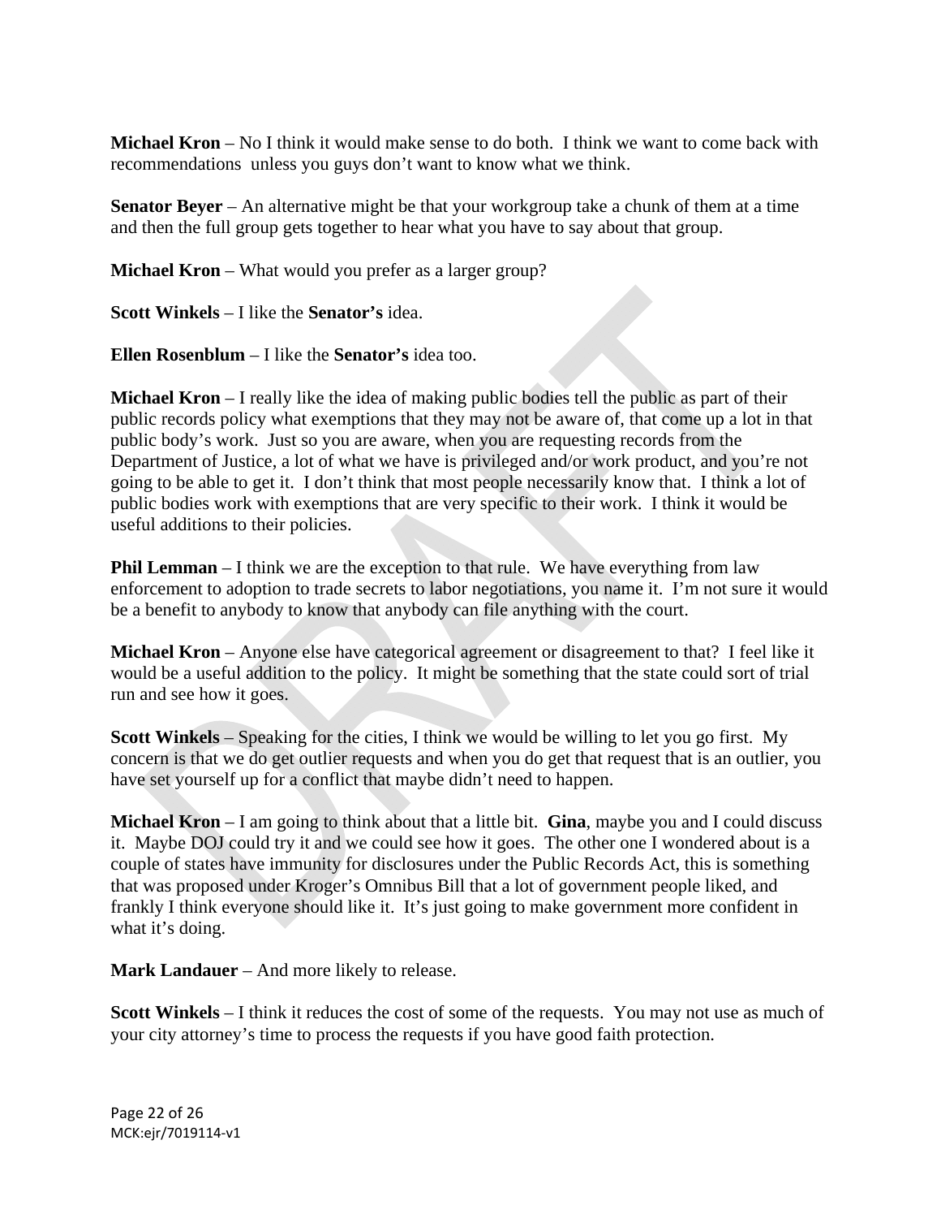**Michael Kron** – No I think it would make sense to do both. I think we want to come back with recommendations unless you guys don't want to know what we think.

**Senator Beyer** – An alternative might be that your workgroup take a chunk of them at a time and then the full group gets together to hear what you have to say about that group.

**Michael Kron** – What would you prefer as a larger group?

**Scott Winkels** – I like the **Senator's** idea.

**Ellen Rosenblum** – I like the **Senator's** idea too.

**Michael Kron** – I really like the idea of making public bodies tell the public as part of their public records policy what exemptions that they may not be aware of, that come up a lot in that public body's work. Just so you are aware, when you are requesting records from the Department of Justice, a lot of what we have is privileged and/or work product, and you're not going to be able to get it. I don't think that most people necessarily know that. I think a lot of public bodies work with exemptions that are very specific to their work. I think it would be useful additions to their policies.

**Phil Lemman** – I think we are the exception to that rule. We have everything from law enforcement to adoption to trade secrets to labor negotiations, you name it. I'm not sure it would be a benefit to anybody to know that anybody can file anything with the court.

**Michael Kron** – Anyone else have categorical agreement or disagreement to that? I feel like it would be a useful addition to the policy. It might be something that the state could sort of trial run and see how it goes.

**Scott Winkels** – Speaking for the cities, I think we would be willing to let you go first. My concern is that we do get outlier requests and when you do get that request that is an outlier, you have set yourself up for a conflict that maybe didn't need to happen.

**Michael Kron** – I am going to think about that a little bit. **Gina**, maybe you and I could discuss it. Maybe DOJ could try it and we could see how it goes. The other one I wondered about is a couple of states have immunity for disclosures under the Public Records Act, this is something that was proposed under Kroger's Omnibus Bill that a lot of government people liked, and frankly I think everyone should like it. It's just going to make government more confident in what it's doing.

**Mark Landauer** – And more likely to release.

**Scott Winkels** – I think it reduces the cost of some of the requests. You may not use as much of your city attorney's time to process the requests if you have good faith protection.

MCK:ejr/7019114-v1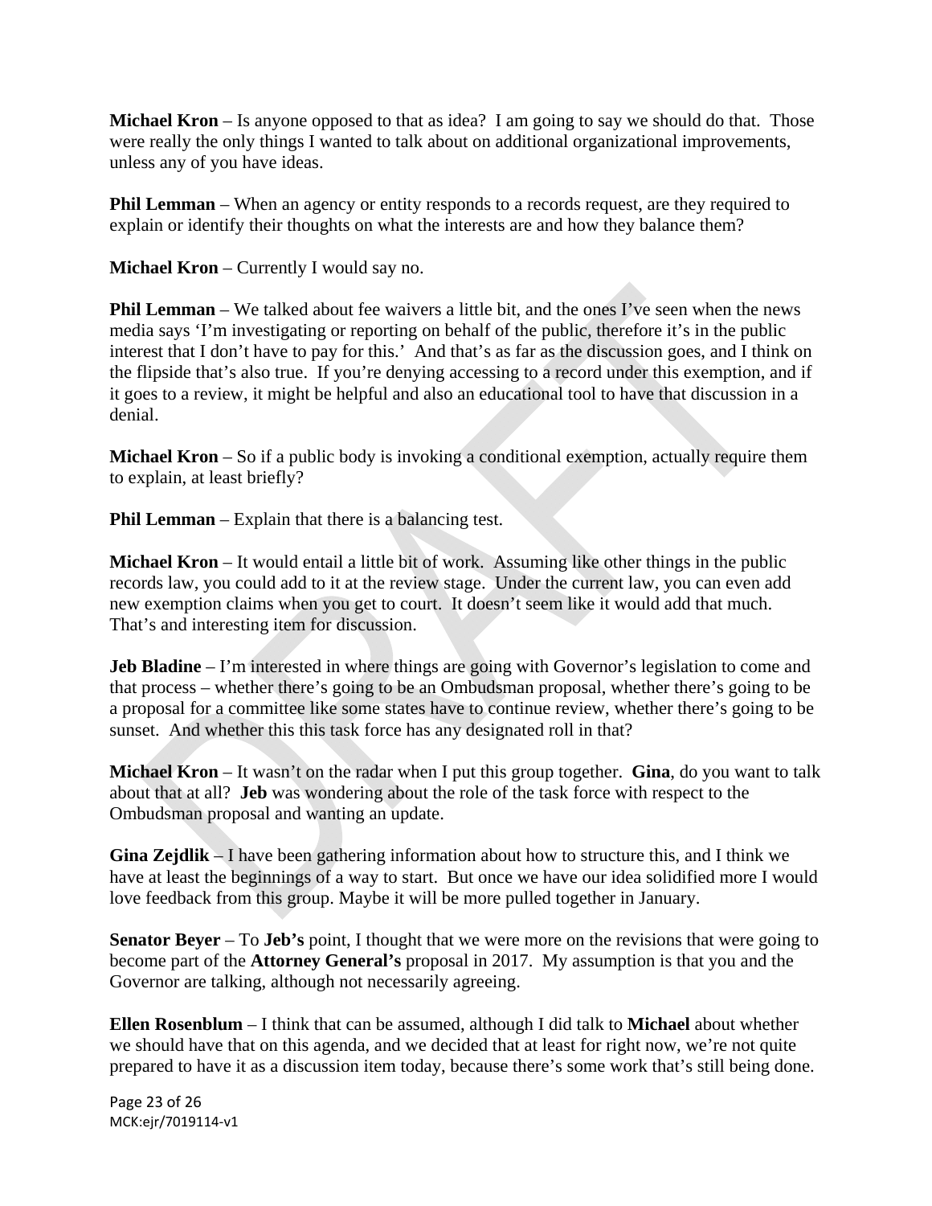**Michael Kron** – Is anyone opposed to that as idea? I am going to say we should do that. Those were really the only things I wanted to talk about on additional organizational improvements, unless any of you have ideas.

**Phil Lemman** – When an agency or entity responds to a records request, are they required to explain or identify their thoughts on what the interests are and how they balance them?

**Michael Kron** – Currently I would say no.

**Phil Lemman** – We talked about fee waivers a little bit, and the ones I've seen when the news media says 'I'm investigating or reporting on behalf of the public, therefore it's in the public interest that I don't have to pay for this.' And that's as far as the discussion goes, and I think on the flipside that's also true. If you're denying accessing to a record under this exemption, and if it goes to a review, it might be helpful and also an educational tool to have that discussion in a denial.

**Michael Kron** – So if a public body is invoking a conditional exemption, actually require them to explain, at least briefly?

**Phil Lemman** – Explain that there is a balancing test.

**Michael Kron** – It would entail a little bit of work. Assuming like other things in the public records law, you could add to it at the review stage. Under the current law, you can even add new exemption claims when you get to court. It doesn't seem like it would add that much. That's and interesting item for discussion.

**Jeb Bladine** – I'm interested in where things are going with Governor's legislation to come and that process – whether there's going to be an Ombudsman proposal, whether there's going to be a proposal for a committee like some states have to continue review, whether there's going to be sunset. And whether this this task force has any designated roll in that?

**Michael Kron** – It wasn't on the radar when I put this group together. **Gina**, do you want to talk about that at all? **Jeb** was wondering about the role of the task force with respect to the Ombudsman proposal and wanting an update.

**Gina Zejdlik** – I have been gathering information about how to structure this, and I think we have at least the beginnings of a way to start. But once we have our idea solidified more I would love feedback from this group. Maybe it will be more pulled together in January.

**Senator Beyer** – To **Jeb's** point, I thought that we were more on the revisions that were going to become part of the **Attorney General's** proposal in 2017. My assumption is that you and the Governor are talking, although not necessarily agreeing.

**Ellen Rosenblum** – I think that can be assumed, although I did talk to **Michael** about whether we should have that on this agenda, and we decided that at least for right now, we're not quite prepared to have it as a discussion item today, because there's some work that's still being done.

MCK:ejr/7019114-v1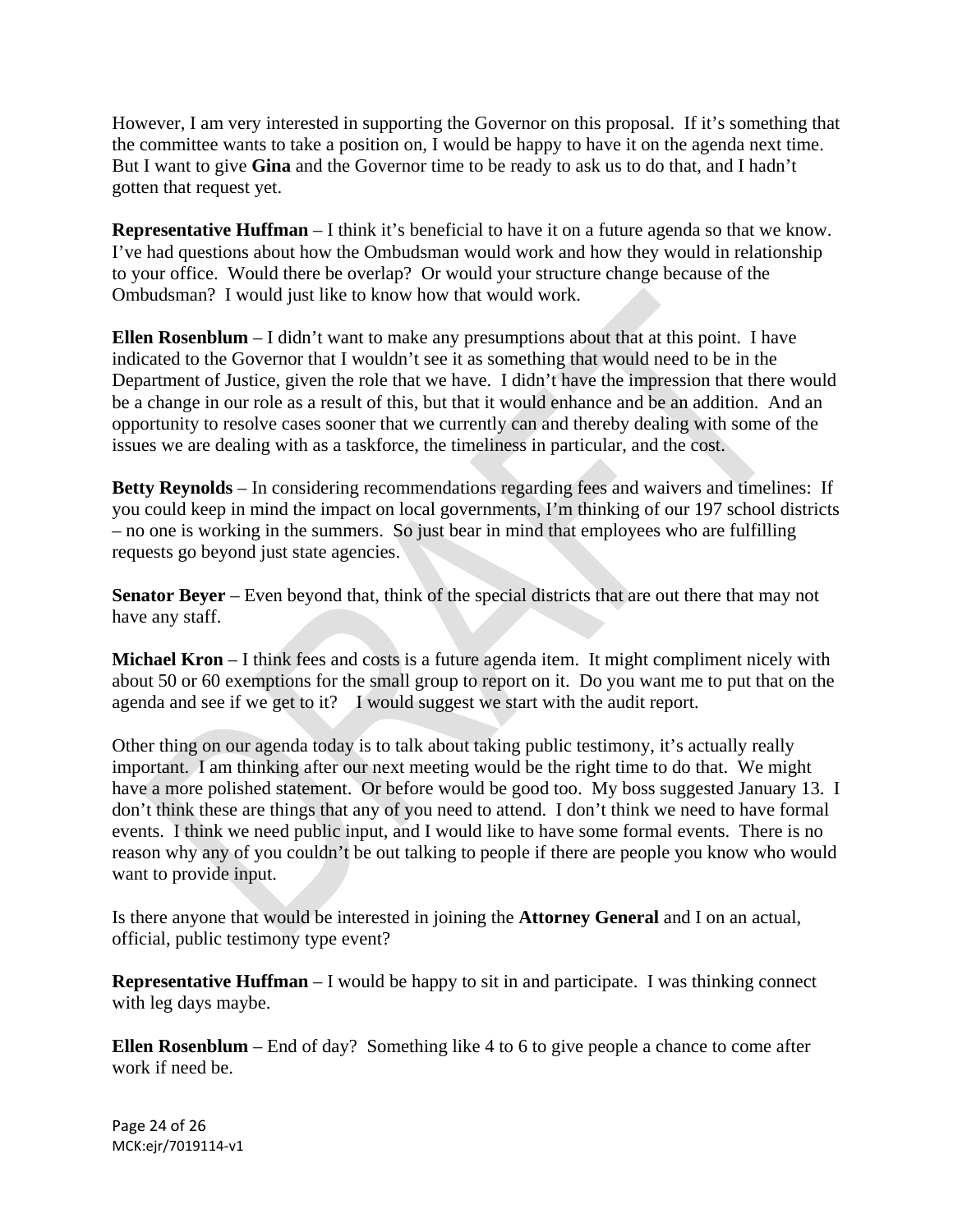However, I am very interested in supporting the Governor on this proposal. If it's something that the committee wants to take a position on, I would be happy to have it on the agenda next time. But I want to give **Gina** and the Governor time to be ready to ask us to do that, and I hadn't gotten that request yet.

**Representative Huffman** – I think it's beneficial to have it on a future agenda so that we know. I've had questions about how the Ombudsman would work and how they would in relationship to your office. Would there be overlap? Or would your structure change because of the Ombudsman? I would just like to know how that would work.

**Ellen Rosenblum** – I didn't want to make any presumptions about that at this point. I have indicated to the Governor that I wouldn't see it as something that would need to be in the Department of Justice, given the role that we have. I didn't have the impression that there would be a change in our role as a result of this, but that it would enhance and be an addition. And an opportunity to resolve cases sooner that we currently can and thereby dealing with some of the issues we are dealing with as a taskforce, the timeliness in particular, and the cost.

**Betty Reynolds** – In considering recommendations regarding fees and waivers and timelines: If you could keep in mind the impact on local governments, I'm thinking of our 197 school districts – no one is working in the summers. So just bear in mind that employees who are fulfilling requests go beyond just state agencies.

**Senator Beyer** – Even beyond that, think of the special districts that are out there that may not have any staff.

**Michael Kron** – I think fees and costs is a future agenda item. It might compliment nicely with about 50 or 60 exemptions for the small group to report on it. Do you want me to put that on the agenda and see if we get to it? I would suggest we start with the audit report.

Other thing on our agenda today is to talk about taking public testimony, it's actually really important. I am thinking after our next meeting would be the right time to do that. We might have a more polished statement. Or before would be good too. My boss suggested January 13. I don't think these are things that any of you need to attend. I don't think we need to have formal events. I think we need public input, and I would like to have some formal events. There is no reason why any of you couldn't be out talking to people if there are people you know who would want to provide input.

Is there anyone that would be interested in joining the **Attorney General** and I on an actual, official, public testimony type event?

**Representative Huffman** – I would be happy to sit in and participate. I was thinking connect with leg days maybe.

**Ellen Rosenblum** – End of day? Something like 4 to 6 to give people a chance to come after work if need be.

MCK:ejr/7019114-v1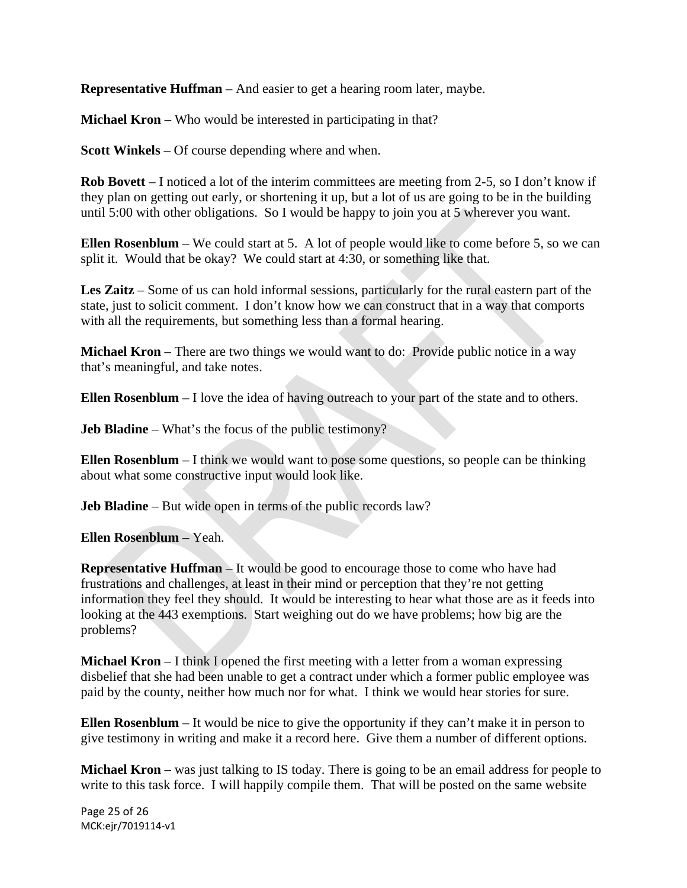**Representative Huffman** – And easier to get a hearing room later, maybe.

**Michael Kron** – Who would be interested in participating in that?

**Scott Winkels** – Of course depending where and when.

**Rob Bovett** – I noticed a lot of the interim committees are meeting from 2-5, so I don't know if they plan on getting out early, or shortening it up, but a lot of us are going to be in the building until 5:00 with other obligations. So I would be happy to join you at 5 wherever you want.

**Ellen Rosenblum** – We could start at 5. A lot of people would like to come before 5, so we can split it. Would that be okay? We could start at 4:30, or something like that.

**Les Zaitz** – Some of us can hold informal sessions, particularly for the rural eastern part of the state, just to solicit comment. I don't know how we can construct that in a way that comports with all the requirements, but something less than a formal hearing.

**Michael Kron** – There are two things we would want to do: Provide public notice in a way that's meaningful, and take notes.

**Ellen Rosenblum** – I love the idea of having outreach to your part of the state and to others.

**Jeb Bladine** – What's the focus of the public testimony?

**Ellen Rosenblum** – I think we would want to pose some questions, so people can be thinking about what some constructive input would look like.

**Jeb Bladine** – But wide open in terms of the public records law?

**Ellen Rosenblum** – Yeah.

**Representative Huffman** – It would be good to encourage those to come who have had frustrations and challenges, at least in their mind or perception that they're not getting information they feel they should. It would be interesting to hear what those are as it feeds into looking at the 443 exemptions. Start weighing out do we have problems; how big are the problems?

**Michael Kron** – I think I opened the first meeting with a letter from a woman expressing disbelief that she had been unable to get a contract under which a former public employee was paid by the county, neither how much nor for what. I think we would hear stories for sure.

**Ellen Rosenblum** – It would be nice to give the opportunity if they can't make it in person to give testimony in writing and make it a record here. Give them a number of different options.

**Michael Kron** – was just talking to IS today. There is going to be an email address for people to write to this task force. I will happily compile them. That will be posted on the same website

MCK:ejr/7019114-v1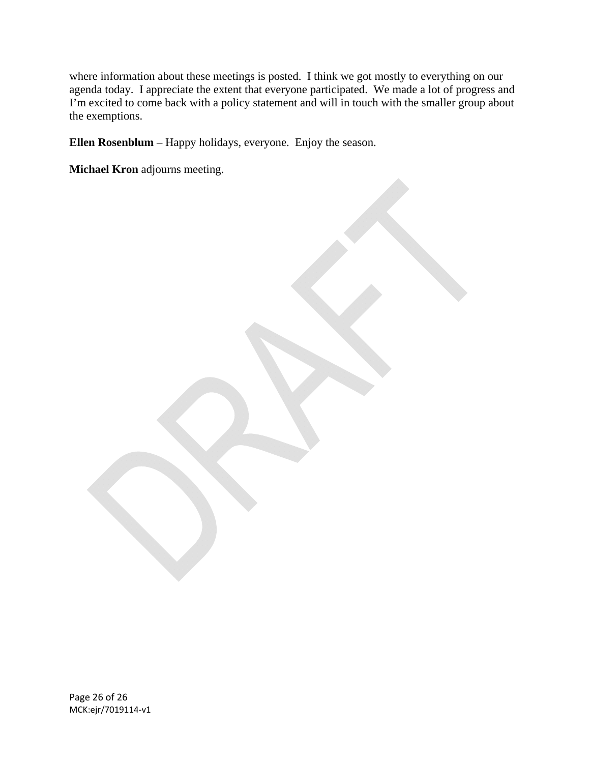where information about these meetings is posted. I think we got mostly to everything on our agenda today. I appreciate the extent that everyone participated. We made a lot of progress and I'm excited to come back with a policy statement and will in touch with the smaller group about the exemptions.

**Ellen Rosenblum** – Happy holidays, everyone. Enjoy the season.

**Michael Kron** adjourns meeting.